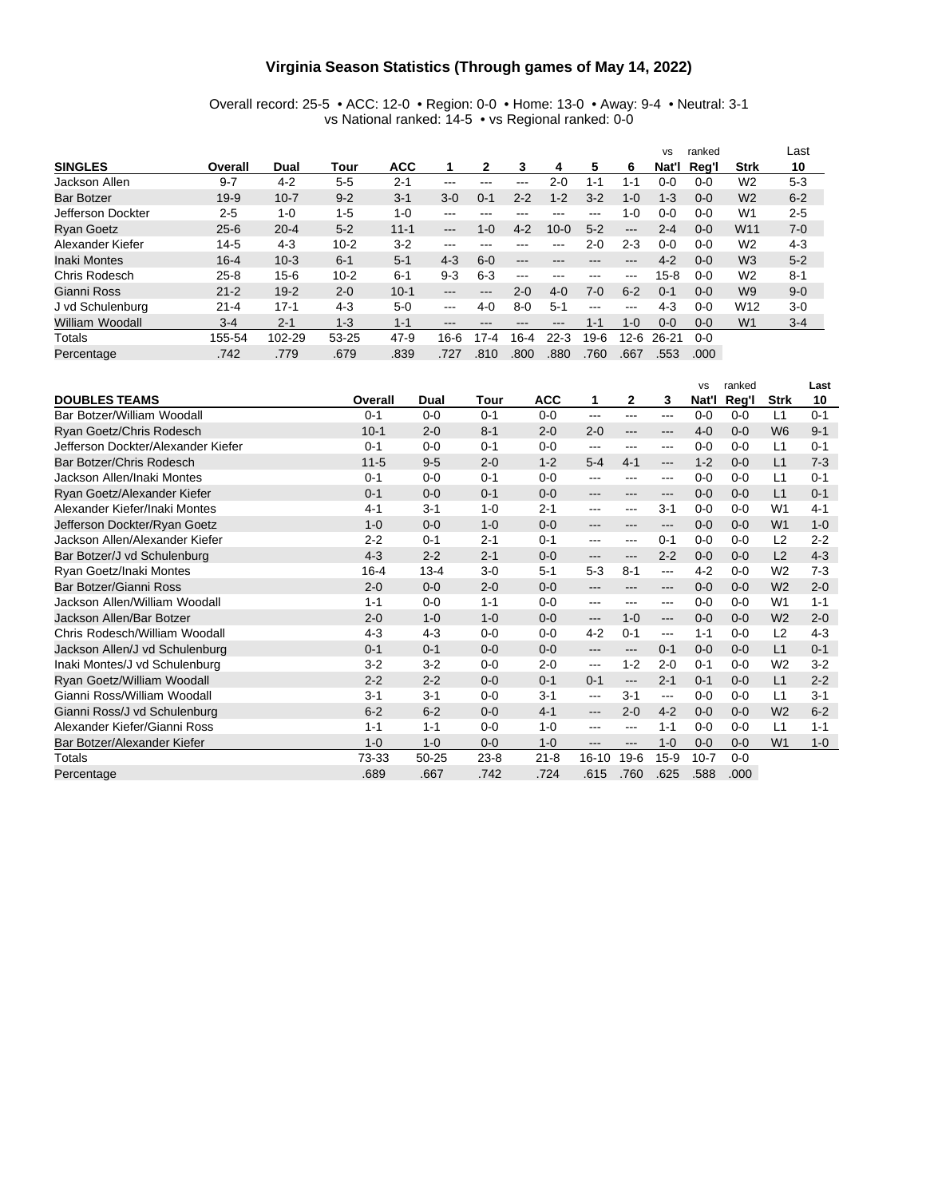# Virginia Season Statistics (Through games of May 14, 2022)

Overall record: 25-5 • ACC: 12-0 • Region: 0-0 • Home: 13-0 • Away: 9-4 • Neutral: 3-1
vs National ranked: 14-5 • vs Regional ranked: 0-0

| SINGLES | Overall | Dual | Tour | ACC | 1 | 2 | 3 | 4 | 5 | 6 | vs Nat'l | ranked Reg'l | Strk | Last 10 |
|---|---|---|---|---|---|---|---|---|---|---|---|---|---|---|
| Jackson Allen | 9-7 | 4-2 | 5-5 | 2-1 | --- | --- | --- | 2-0 | 1-1 | 1-1 | 0-0 | 0-0 | W2 | 5-3 |
| Bar Botzer | 19-9 | 10-7 | 9-2 | 3-1 | 3-0 | 0-1 | 2-2 | 1-2 | 3-2 | 1-0 | 1-3 | 0-0 | W2 | 6-2 |
| Jefferson Dockter | 2-5 | 1-0 | 1-5 | 1-0 | --- | --- | --- | --- | --- | 1-0 | 0-0 | 0-0 | W1 | 2-5 |
| Ryan Goetz | 25-6 | 20-4 | 5-2 | 11-1 | --- | 1-0 | 4-2 | 10-0 | 5-2 | --- | 2-4 | 0-0 | W11 | 7-0 |
| Alexander Kiefer | 14-5 | 4-3 | 10-2 | 3-2 | --- | --- | --- | --- | 2-0 | 2-3 | 0-0 | 0-0 | W2 | 4-3 |
| Inaki Montes | 16-4 | 10-3 | 6-1 | 5-1 | 4-3 | 6-0 | --- | --- | --- | --- | 4-2 | 0-0 | W3 | 5-2 |
| Chris Rodesch | 25-8 | 15-6 | 10-2 | 6-1 | 9-3 | 6-3 | --- | --- | --- | --- | 15-8 | 0-0 | W2 | 8-1 |
| Gianni Ross | 21-2 | 19-2 | 2-0 | 10-1 | --- | --- | 2-0 | 4-0 | 7-0 | 6-2 | 0-1 | 0-0 | W9 | 9-0 |
| J vd Schulenburg | 21-4 | 17-1 | 4-3 | 5-0 | --- | 4-0 | 8-0 | 5-1 | --- | --- | 4-3 | 0-0 | W12 | 3-0 |
| William Woodall | 3-4 | 2-1 | 1-3 | 1-1 | --- | --- | --- | --- | 1-1 | 1-0 | 0-0 | 0-0 | W1 | 3-4 |
| Totals | 155-54 | 102-29 | 53-25 | 47-9 | 16-6 | 17-4 | 16-4 | 22-3 | 19-6 | 12-6 | 26-21 | 0-0 | | |
| Percentage | .742 | .779 | .679 | .839 | .727 | .810 | .800 | .880 | .760 | .667 | .553 | .000 | | |

| DOUBLES TEAMS | Overall | Dual | Tour | ACC | 1 | 2 | 3 | vs Nat'l | ranked Reg'l | Strk | Last 10 |
|---|---|---|---|---|---|---|---|---|---|---|---|
| Bar Botzer/William Woodall | 0-1 | 0-0 | 0-1 | 0-0 | --- | --- | --- | 0-0 | 0-0 | L1 | 0-1 |
| Ryan Goetz/Chris Rodesch | 10-1 | 2-0 | 8-1 | 2-0 | 2-0 | --- | --- | 4-0 | 0-0 | W6 | 9-1 |
| Jefferson Dockter/Alexander Kiefer | 0-1 | 0-0 | 0-1 | 0-0 | --- | --- | --- | 0-0 | 0-0 | L1 | 0-1 |
| Bar Botzer/Chris Rodesch | 11-5 | 9-5 | 2-0 | 1-2 | 5-4 | 4-1 | --- | 1-2 | 0-0 | L1 | 7-3 |
| Jackson Allen/Inaki Montes | 0-1 | 0-0 | 0-1 | 0-0 | --- | --- | --- | 0-0 | 0-0 | L1 | 0-1 |
| Ryan Goetz/Alexander Kiefer | 0-1 | 0-0 | 0-1 | 0-0 | --- | --- | --- | 0-0 | 0-0 | L1 | 0-1 |
| Alexander Kiefer/Inaki Montes | 4-1 | 3-1 | 1-0 | 2-1 | --- | --- | 3-1 | 0-0 | 0-0 | W1 | 4-1 |
| Jefferson Dockter/Ryan Goetz | 1-0 | 0-0 | 1-0 | 0-0 | --- | --- | --- | 0-0 | 0-0 | W1 | 1-0 |
| Jackson Allen/Alexander Kiefer | 2-2 | 0-1 | 2-1 | 0-1 | --- | --- | 0-1 | 0-0 | 0-0 | L2 | 2-2 |
| Bar Botzer/J vd Schulenburg | 4-3 | 2-2 | 2-1 | 0-0 | --- | --- | 2-2 | 0-0 | 0-0 | L2 | 4-3 |
| Ryan Goetz/Inaki Montes | 16-4 | 13-4 | 3-0 | 5-1 | 5-3 | 8-1 | --- | 4-2 | 0-0 | W2 | 7-3 |
| Bar Botzer/Gianni Ross | 2-0 | 0-0 | 2-0 | 0-0 | --- | --- | --- | 0-0 | 0-0 | W2 | 2-0 |
| Jackson Allen/William Woodall | 1-1 | 0-0 | 1-1 | 0-0 | --- | --- | --- | 0-0 | 0-0 | W1 | 1-1 |
| Jackson Allen/Bar Botzer | 2-0 | 1-0 | 1-0 | 0-0 | --- | 1-0 | --- | 0-0 | 0-0 | W2 | 2-0 |
| Chris Rodesch/William Woodall | 4-3 | 4-3 | 0-0 | 0-0 | 4-2 | 0-1 | --- | 1-1 | 0-0 | L2 | 4-3 |
| Jackson Allen/J vd Schulenburg | 0-1 | 0-1 | 0-0 | 0-0 | --- | --- | 0-1 | 0-0 | 0-0 | L1 | 0-1 |
| Inaki Montes/J vd Schulenburg | 3-2 | 3-2 | 0-0 | 2-0 | --- | 1-2 | 2-0 | 0-1 | 0-0 | W2 | 3-2 |
| Ryan Goetz/William Woodall | 2-2 | 2-2 | 0-0 | 0-1 | 0-1 | --- | 2-1 | 0-1 | 0-0 | L1 | 2-2 |
| Gianni Ross/William Woodall | 3-1 | 3-1 | 0-0 | 3-1 | --- | 3-1 | --- | 0-0 | 0-0 | L1 | 3-1 |
| Gianni Ross/J vd Schulenburg | 6-2 | 6-2 | 0-0 | 4-1 | --- | 2-0 | 4-2 | 0-0 | 0-0 | W2 | 6-2 |
| Alexander Kiefer/Gianni Ross | 1-1 | 1-1 | 0-0 | 1-0 | --- | --- | 1-1 | 0-0 | 0-0 | L1 | 1-1 |
| Bar Botzer/Alexander Kiefer | 1-0 | 1-0 | 0-0 | 1-0 | --- | --- | 1-0 | 0-0 | 0-0 | W1 | 1-0 |
| Totals | 73-33 | 50-25 | 23-8 | 21-8 | 16-10 | 19-6 | 15-9 | 10-7 | 0-0 | | |
| Percentage | .689 | .667 | .742 | .724 | .615 | .760 | .625 | .588 | .000 | | |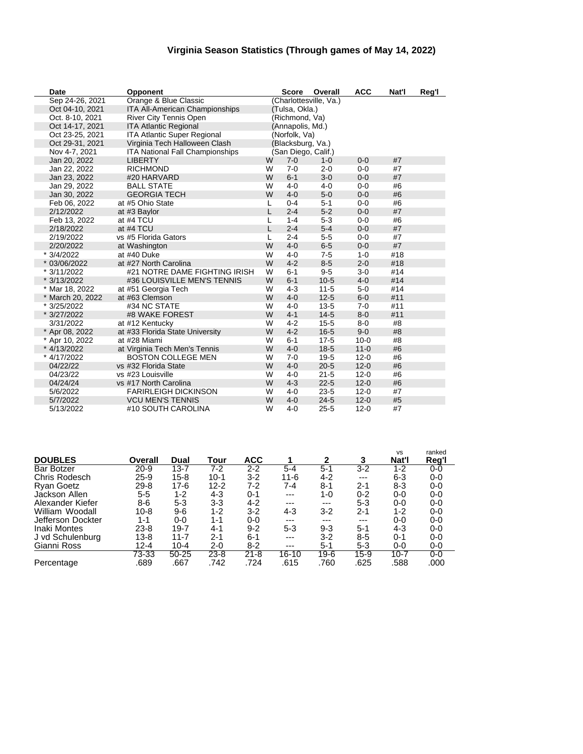# Virginia Season Statistics (Through games of May 14, 2022)

| Date | Opponent | | Score | Overall | ACC | Nat'l | Reg'l |
|---|---|---|---|---|---|---|---|
| Sep 24-26, 2021 | Orange & Blue Classic | | (Charlottesville, Va.) | | | | |
| Oct 04-10, 2021 | ITA All-American Championships | | (Tulsa, Okla.) | | | | |
| Oct. 8-10, 2021 | River City Tennis Open | | (Richmond, Va) | | | | |
| Oct 14-17, 2021 | ITA Atlantic Regional | | (Annapolis, Md.) | | | | |
| Oct 23-25, 2021 | ITA Atlantic Super Regional | | (Norfolk, Va) | | | | |
| Oct 29-31, 2021 | Virginia Tech Halloween Clash | | (Blacksburg, Va.) | | | | |
| Nov 4-7, 2021 | ITA National Fall Championships | | (San Diego, Calif.) | | | | |
| Jan 20, 2022 | LIBERTY | W | 7-0 | 1-0 | 0-0 | #7 | |
| Jan 22, 2022 | RICHMOND | W | 7-0 | 2-0 | 0-0 | #7 | |
| Jan 23, 2022 | #20 HARVARD | W | 6-1 | 3-0 | 0-0 | #7 | |
| Jan 29, 2022 | BALL STATE | W | 4-0 | 4-0 | 0-0 | #6 | |
| Jan 30, 2022 | GEORGIA TECH | W | 4-0 | 5-0 | 0-0 | #6 | |
| Feb 06, 2022 | at #5 Ohio State | L | 0-4 | 5-1 | 0-0 | #6 | |
| 2/12/2022 | at #3 Baylor | L | 2-4 | 5-2 | 0-0 | #7 | |
| Feb 13, 2022 | at #4 TCU | L | 1-4 | 5-3 | 0-0 | #6 | |
| 2/18/2022 | at #4 TCU | L | 2-4 | 5-4 | 0-0 | #7 | |
| 2/19/2022 | vs #5 Florida Gators | L | 2-4 | 5-5 | 0-0 | #7 | |
| 2/20/2022 | at Washington | W | 4-0 | 6-5 | 0-0 | #7 | |
| * 3/4/2022 | at #40 Duke | W | 4-0 | 7-5 | 1-0 | #18 | |
| * 03/06/2022 | at #27 North Carolina | W | 4-2 | 8-5 | 2-0 | #18 | |
| * 3/11/2022 | #21 NOTRE DAME FIGHTING IRISH | W | 6-1 | 9-5 | 3-0 | #14 | |
| * 3/13/2022 | #36 LOUISVILLE MEN'S TENNIS | W | 6-1 | 10-5 | 4-0 | #14 | |
| * Mar 18, 2022 | at #51 Georgia Tech | W | 4-3 | 11-5 | 5-0 | #14 | |
| * March 20, 2022 | at #63 Clemson | W | 4-0 | 12-5 | 6-0 | #11 | |
| * 3/25/2022 | #34 NC STATE | W | 4-0 | 13-5 | 7-0 | #11 | |
| * 3/27/2022 | #8 WAKE FOREST | W | 4-1 | 14-5 | 8-0 | #11 | |
| 3/31/2022 | at #12 Kentucky | W | 4-2 | 15-5 | 8-0 | #8 | |
| * Apr 08, 2022 | at #33 Florida State University | W | 4-2 | 16-5 | 9-0 | #8 | |
| * Apr 10, 2022 | at #28 Miami | W | 6-1 | 17-5 | 10-0 | #8 | |
| * 4/13/2022 | at Virginia Tech Men's Tennis | W | 4-0 | 18-5 | 11-0 | #6 | |
| * 4/17/2022 | BOSTON COLLEGE MEN | W | 7-0 | 19-5 | 12-0 | #6 | |
| 04/22/22 | vs #32 Florida State | W | 4-0 | 20-5 | 12-0 | #6 | |
| 04/23/22 | vs #23 Louisville | W | 4-0 | 21-5 | 12-0 | #6 | |
| 04/24/24 | vs #17 North Carolina | W | 4-3 | 22-5 | 12-0 | #6 | |
| 5/6/2022 | FARIRLEIGH DICKINSON | W | 4-0 | 23-5 | 12-0 | #7 | |
| 5/7/2022 | VCU MEN'S TENNIS | W | 4-0 | 24-5 | 12-0 | #5 | |
| 5/13/2022 | #10 SOUTH CAROLINA | W | 4-0 | 25-5 | 12-0 | #7 | |

| DOUBLES | Overall | Dual | Tour | ACC | 1 | 2 | 3 | vs Nat'l | ranked Reg'l |
|---|---|---|---|---|---|---|---|---|---|
| Bar Botzer | 20-9 | 13-7 | 7-2 | 2-2 | 5-4 | 5-1 | 3-2 | 1-2 | 0-0 |
| Chris Rodesch | 25-9 | 15-8 | 10-1 | 3-2 | 11-6 | 4-2 | --- | 6-3 | 0-0 |
| Ryan Goetz | 29-8 | 17-6 | 12-2 | 7-2 | 7-4 | 8-1 | 2-1 | 8-3 | 0-0 |
| Jackson Allen | 5-5 | 1-2 | 4-3 | 0-1 | --- | 1-0 | 0-2 | 0-0 | 0-0 |
| Alexander Kiefer | 8-6 | 5-3 | 3-3 | 4-2 | --- | --- | 5-3 | 0-0 | 0-0 |
| William Woodall | 10-8 | 9-6 | 1-2 | 3-2 | 4-3 | 3-2 | 2-1 | 1-2 | 0-0 |
| Jefferson Dockter | 1-1 | 0-0 | 1-1 | 0-0 | --- | --- | --- | 0-0 | 0-0 |
| Inaki Montes | 23-8 | 19-7 | 4-1 | 9-2 | 5-3 | 9-3 | 5-1 | 4-3 | 0-0 |
| J vd Schulenburg | 13-8 | 11-7 | 2-1 | 6-1 | --- | 3-2 | 8-5 | 0-1 | 0-0 |
| Gianni Ross | 12-4 | 10-4 | 2-0 | 8-2 | --- | 5-1 | 5-3 | 0-0 | 0-0 |
| | 73-33 | 50-25 | 23-8 | 21-8 | 16-10 | 19-6 | 15-9 | 10-7 | 0-0 |
| Percentage | .689 | .667 | .742 | .724 | .615 | .760 | .625 | .588 | .000 |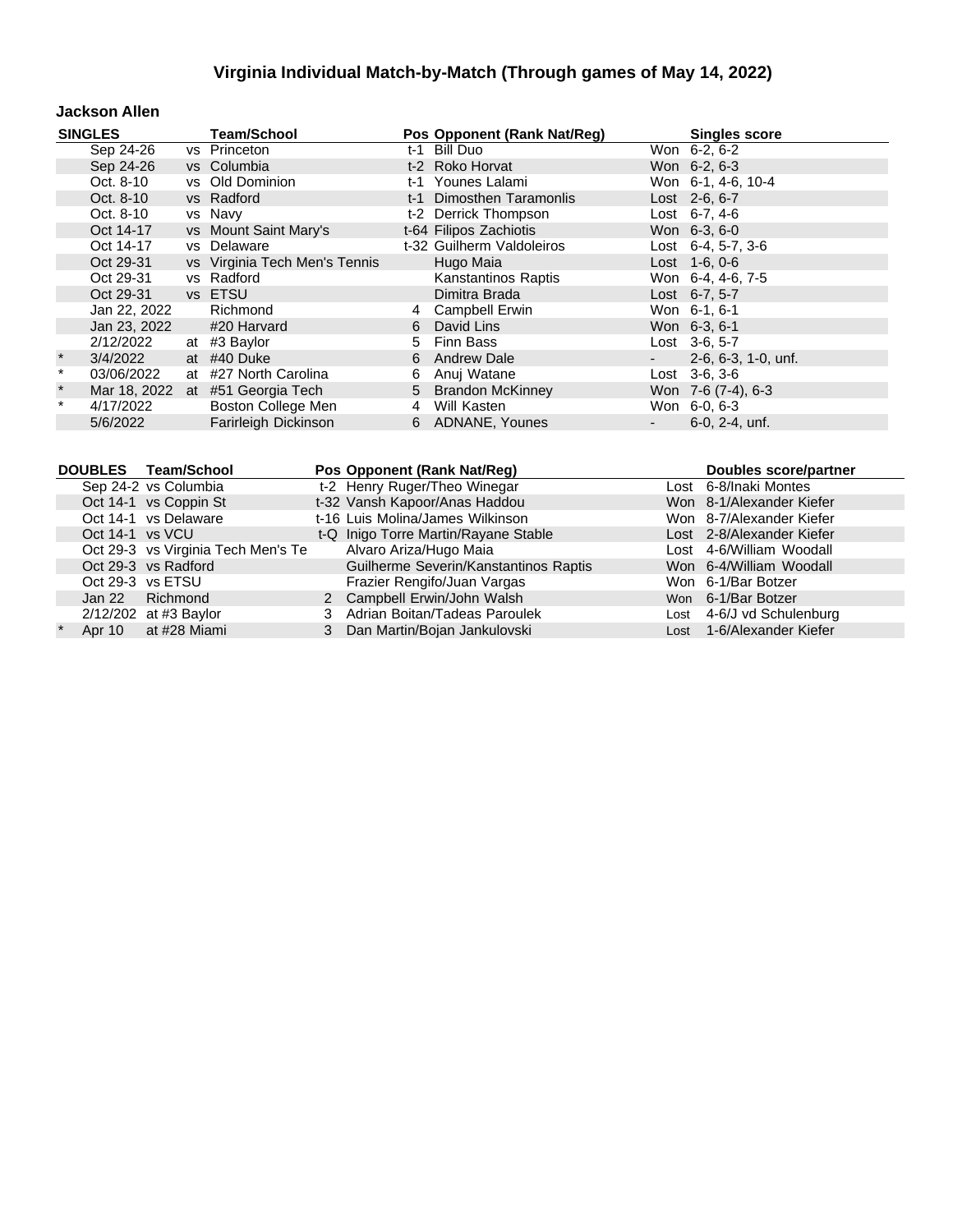# Virginia Individual Match-by-Match (Through games of May 14, 2022)

### Jackson Allen

| | SINGLES | | Team/School | Pos | Opponent (Rank Nat/Reg) | | Singles score |
|---|---|---|---|---|---|---|---|
| | Sep 24-26 | vs | Princeton | t-1 | Bill Duo | Won | 6-2, 6-2 |
| | Sep 24-26 | vs | Columbia | t-2 | Roko Horvat | Won | 6-2, 6-3 |
| | Oct. 8-10 | vs | Old Dominion | t-1 | Younes Lalami | Won | 6-1, 4-6, 10-4 |
| | Oct. 8-10 | vs | Radford | t-1 | Dimosthen Taramonlis | Lost | 2-6, 6-7 |
| | Oct. 8-10 | vs | Navy | t-2 | Derrick Thompson | Lost | 6-7, 4-6 |
| | Oct 14-17 | vs | Mount Saint Mary's | t-64 | Filipos Zachiotis | Won | 6-3, 6-0 |
| | Oct 14-17 | vs | Delaware | t-32 | Guilherm Valdoleiros | Lost | 6-4, 5-7, 3-6 |
| | Oct 29-31 | vs | Virginia Tech Men's Tennis | | Hugo Maia | Lost | 1-6, 0-6 |
| | Oct 29-31 | vs | Radford | | Kanstantinos Raptis | Won | 6-4, 4-6, 7-5 |
| | Oct 29-31 | vs | ETSU | | Dimitra Brada | Lost | 6-7, 5-7 |
| | Jan 22, 2022 | | Richmond | 4 | Campbell Erwin | Won | 6-1, 6-1 |
| | Jan 23, 2022 | | #20 Harvard | 6 | David Lins | Won | 6-3, 6-1 |
| | 2/12/2022 | at | #3 Baylor | 5 | Finn Bass | Lost | 3-6, 5-7 |
| * | 3/4/2022 | at | #40 Duke | 6 | Andrew Dale | - | 2-6, 6-3, 1-0, unf. |
| * | 03/06/2022 | at | #27 North Carolina | 6 | Anuj Watane | Lost | 3-6, 3-6 |
| * | Mar 18, 2022 | at | #51 Georgia Tech | 5 | Brandon McKinney | Won | 7-6 (7-4), 6-3 |
| * | 4/17/2022 | | Boston College Men | 4 | Will Kasten | Won | 6-0, 6-3 |
| | 5/6/2022 | | Farirleigh Dickinson | 6 | ADNANE, Younes | - | 6-0, 2-4, unf. |

| | DOUBLES | Team/School | Pos | Opponent (Rank Nat/Reg) | | Doubles score/partner |
|---|---|---|---|---|---|---|
| | Sep 24-2 | vs Columbia | t-2 | Henry Ruger/Theo Winegar | Lost | 6-8/Inaki Montes |
| | Oct 14-1 | vs Coppin St | t-32 | Vansh Kapoor/Anas Haddou | Won | 8-1/Alexander Kiefer |
| | Oct 14-1 | vs Delaware | t-16 | Luis Molina/James Wilkinson | Won | 8-7/Alexander Kiefer |
| | Oct 14-1 | vs VCU | t-Q | Inigo Torre Martin/Rayane Stable | Lost | 2-8/Alexander Kiefer |
| | Oct 29-3 | vs Virginia Tech Men's Te | | Alvaro Ariza/Hugo Maia | Lost | 4-6/William Woodall |
| | Oct 29-3 | vs Radford | | Guilherme Severin/Kanstantinos Raptis | Won | 6-4/William Woodall |
| | Oct 29-3 | vs ETSU | | Frazier Rengifo/Juan Vargas | Won | 6-1/Bar Botzer |
| | Jan 22 | Richmond | 2 | Campbell Erwin/John Walsh | Won | 6-1/Bar Botzer |
| | 2/12/202 | at #3 Baylor | 3 | Adrian Boitan/Tadeas Paroulek | Lost | 4-6/J vd Schulenburg |
| * | Apr 10 | at #28 Miami | 3 | Dan Martin/Bojan Jankulovski | Lost | 1-6/Alexander Kiefer |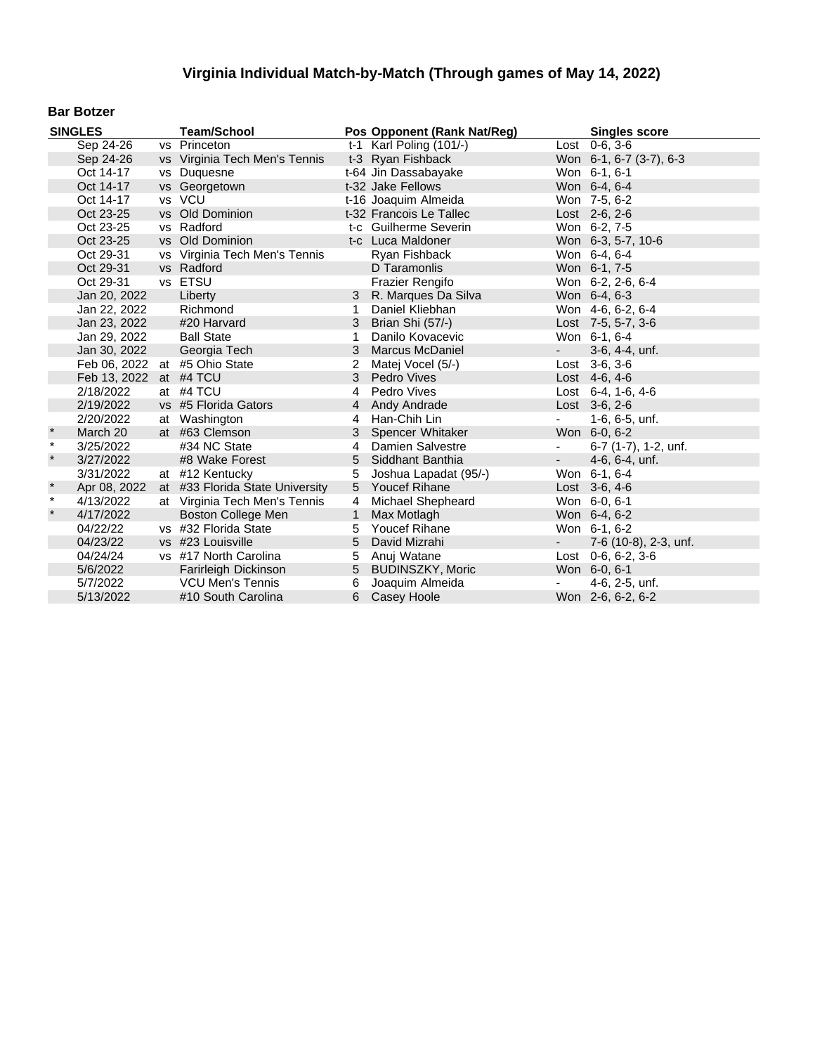# Virginia Individual Match-by-Match (Through games of May 14, 2022)

## Bar Botzer

| SINGLES | | | Team/School | Pos | Opponent (Rank Nat/Reg) | | Singles score |
|---|---|---|---|---|---|---|---|
| | Sep 24-26 | vs | Princeton | t-1 | Karl Poling (101/-) | Lost | 0-6, 3-6 |
| | Sep 24-26 | vs | Virginia Tech Men's Tennis | t-3 | Ryan Fishback | Won | 6-1, 6-7 (3-7), 6-3 |
| | Oct 14-17 | vs | Duquesne | t-64 | Jin Dassabayake | Won | 6-1, 6-1 |
| | Oct 14-17 | vs | Georgetown | t-32 | Jake Fellows | Won | 6-4, 6-4 |
| | Oct 14-17 | vs | VCU | t-16 | Joaquim Almeida | Won | 7-5, 6-2 |
| | Oct 23-25 | vs | Old Dominion | t-32 | Francois Le Tallec | Lost | 2-6, 2-6 |
| | Oct 23-25 | vs | Radford | t-c | Guilherme Severin | Won | 6-2, 7-5 |
| | Oct 23-25 | vs | Old Dominion | t-c | Luca Maldoner | Won | 6-3, 5-7, 10-6 |
| | Oct 29-31 | vs | Virginia Tech Men's Tennis | | Ryan Fishback | Won | 6-4, 6-4 |
| | Oct 29-31 | vs | Radford | | D Taramonlis | Won | 6-1, 7-5 |
| | Oct 29-31 | vs | ETSU | | Frazier Rengifo | Won | 6-2, 2-6, 6-4 |
| | Jan 20, 2022 | | Liberty | 3 | R. Marques Da Silva | Won | 6-4, 6-3 |
| | Jan 22, 2022 | | Richmond | 1 | Daniel Kliebhan | Won | 4-6, 6-2, 6-4 |
| | Jan 23, 2022 | | #20 Harvard | 3 | Brian Shi (57/-) | Lost | 7-5, 5-7, 3-6 |
| | Jan 29, 2022 | | Ball State | 1 | Danilo Kovacevic | Won | 6-1, 6-4 |
| | Jan 30, 2022 | | Georgia Tech | 3 | Marcus McDaniel | - | 3-6, 4-4, unf. |
| | Feb 06, 2022 | at | #5 Ohio State | 2 | Matej Vocel (5/-) | Lost | 3-6, 3-6 |
| | Feb 13, 2022 | at | #4 TCU | 3 | Pedro Vives | Lost | 4-6, 4-6 |
| | 2/18/2022 | at | #4 TCU | 4 | Pedro Vives | Lost | 6-4, 1-6, 4-6 |
| | 2/19/2022 | vs | #5 Florida Gators | 4 | Andy Andrade | Lost | 3-6, 2-6 |
| | 2/20/2022 | at | Washington | 4 | Han-Chih Lin | - | 1-6, 6-5, unf. |
| * | March 20 | at | #63 Clemson | 3 | Spencer Whitaker | Won | 6-0, 6-2 |
| * | 3/25/2022 | | #34 NC State | 4 | Damien Salvestre | - | 6-7 (1-7), 1-2, unf. |
| * | 3/27/2022 | | #8 Wake Forest | 5 | Siddhant Banthia | - | 4-6, 6-4, unf. |
| | 3/31/2022 | at | #12 Kentucky | 5 | Joshua Lapadat (95/-) | Won | 6-1, 6-4 |
| * | Apr 08, 2022 | at | #33 Florida State University | 5 | Youcef Rihane | Lost | 3-6, 4-6 |
| * | 4/13/2022 | at | Virginia Tech Men's Tennis | 4 | Michael Shepheard | Won | 6-0, 6-1 |
| * | 4/17/2022 | | Boston College Men | 1 | Max Motlagh | Won | 6-4, 6-2 |
| | 04/22/22 | vs | #32 Florida State | 5 | Youcef Rihane | Won | 6-1, 6-2 |
| | 04/23/22 | vs | #23 Louisville | 5 | David Mizrahi | - | 7-6 (10-8), 2-3, unf. |
| | 04/24/24 | vs | #17 North Carolina | 5 | Anuj Watane | Lost | 0-6, 6-2, 3-6 |
| | 5/6/2022 | | Farirleigh Dickinson | 5 | BUDINSZKY, Moric | Won | 6-0, 6-1 |
| | 5/7/2022 | | VCU Men's Tennis | 6 | Joaquim Almeida | - | 4-6, 2-5, unf. |
| | 5/13/2022 | | #10 South Carolina | 6 | Casey Hoole | Won | 2-6, 6-2, 6-2 |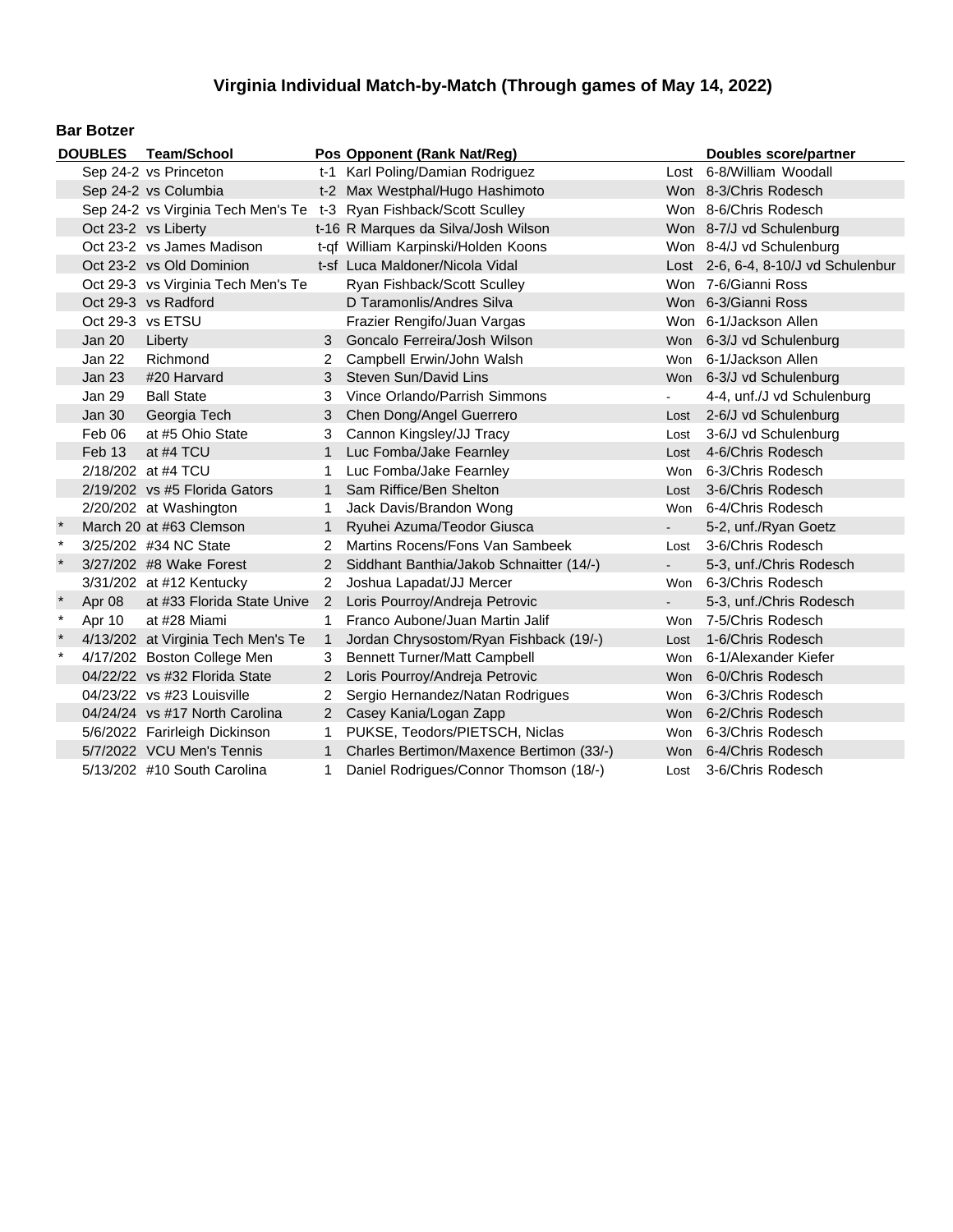# Virginia Individual Match-by-Match (Through games of May 14, 2022)

## Bar Botzer

| DOUBLES | | Team/School | Pos | Opponent (Rank Nat/Reg) | | Doubles score/partner |
|---|---|---|---|---|---|---|
| | Sep 24-2 | vs Princeton | t-1 | Karl Poling/Damian Rodriguez | Lost | 6-8/William Woodall |
| | Sep 24-2 | vs Columbia | t-2 | Max Westphal/Hugo Hashimoto | Won | 8-3/Chris Rodesch |
| | Sep 24-2 | vs Virginia Tech Men's Te | t-3 | Ryan Fishback/Scott Sculley | Won | 8-6/Chris Rodesch |
| | Oct 23-2 | vs Liberty | t-16 | R Marques da Silva/Josh Wilson | Won | 8-7/J vd Schulenburg |
| | Oct 23-2 | vs James Madison | t-qf | William Karpinski/Holden Koons | Won | 8-4/J vd Schulenburg |
| | Oct 23-2 | vs Old Dominion | t-sf | Luca Maldoner/Nicola Vidal | Lost | 2-6, 6-4, 8-10/J vd Schulenbur |
| | Oct 29-3 | vs Virginia Tech Men's Te | | Ryan Fishback/Scott Sculley | Won | 7-6/Gianni Ross |
| | Oct 29-3 | vs Radford | | D Taramonlis/Andres Silva | Won | 6-3/Gianni Ross |
| | Oct 29-3 | vs ETSU | | Frazier Rengifo/Juan Vargas | Won | 6-1/Jackson Allen |
| | Jan 20 | Liberty | 3 | Goncalo Ferreira/Josh Wilson | Won | 6-3/J vd Schulenburg |
| | Jan 22 | Richmond | 2 | Campbell Erwin/John Walsh | Won | 6-1/Jackson Allen |
| | Jan 23 | #20 Harvard | 3 | Steven Sun/David Lins | Won | 6-3/J vd Schulenburg |
| | Jan 29 | Ball State | 3 | Vince Orlando/Parrish Simmons | - | 4-4, unf./J vd Schulenburg |
| | Jan 30 | Georgia Tech | 3 | Chen Dong/Angel Guerrero | Lost | 2-6/J vd Schulenburg |
| | Feb 06 | at #5 Ohio State | 3 | Cannon Kingsley/JJ Tracy | Lost | 3-6/J vd Schulenburg |
| | Feb 13 | at #4 TCU | 1 | Luc Fomba/Jake Fearnley | Lost | 4-6/Chris Rodesch |
| | 2/18/202 | at #4 TCU | 1 | Luc Fomba/Jake Fearnley | Won | 6-3/Chris Rodesch |
| | 2/19/202 | vs #5 Florida Gators | 1 | Sam Riffice/Ben Shelton | Lost | 3-6/Chris Rodesch |
| | 2/20/202 | at Washington | 1 | Jack Davis/Brandon Wong | Won | 6-4/Chris Rodesch |
| * | March 20 | at #63 Clemson | 1 | Ryuhei Azuma/Teodor Giusca | - | 5-2, unf./Ryan Goetz |
| * | 3/25/202 | #34 NC State | 2 | Martins Rocens/Fons Van Sambeek | Lost | 3-6/Chris Rodesch |
| * | 3/27/202 | #8 Wake Forest | 2 | Siddhant Banthia/Jakob Schnaitter (14/-) | - | 5-3, unf./Chris Rodesch |
| | 3/31/202 | at #12 Kentucky | 2 | Joshua Lapadat/JJ Mercer | Won | 6-3/Chris Rodesch |
| * | Apr 08 | at #33 Florida State Unive | 2 | Loris Pourroy/Andreja Petrovic | - | 5-3, unf./Chris Rodesch |
| * | Apr 10 | at #28 Miami | 1 | Franco Aubone/Juan Martin Jalif | Won | 7-5/Chris Rodesch |
| * | 4/13/202 | at Virginia Tech Men's Te | 1 | Jordan Chrysostom/Ryan Fishback (19/-) | Lost | 1-6/Chris Rodesch |
| * | 4/17/202 | Boston College Men | 3 | Bennett Turner/Matt Campbell | Won | 6-1/Alexander Kiefer |
| | 04/22/22 | vs #32 Florida State | 2 | Loris Pourroy/Andreja Petrovic | Won | 6-0/Chris Rodesch |
| | 04/23/22 | vs #23 Louisville | 2 | Sergio Hernandez/Natan Rodrigues | Won | 6-3/Chris Rodesch |
| | 04/24/24 | vs #17 North Carolina | 2 | Casey Kania/Logan Zapp | Won | 6-2/Chris Rodesch |
| | 5/6/2022 | Farirleigh Dickinson | 1 | PUKSE, Teodors/PIETSCH, Niclas | Won | 6-3/Chris Rodesch |
| | 5/7/2022 | VCU Men's Tennis | 1 | Charles Bertimon/Maxence Bertimon (33/-) | Won | 6-4/Chris Rodesch |
| | 5/13/202 | #10 South Carolina | 1 | Daniel Rodrigues/Connor Thomson (18/-) | Lost | 3-6/Chris Rodesch |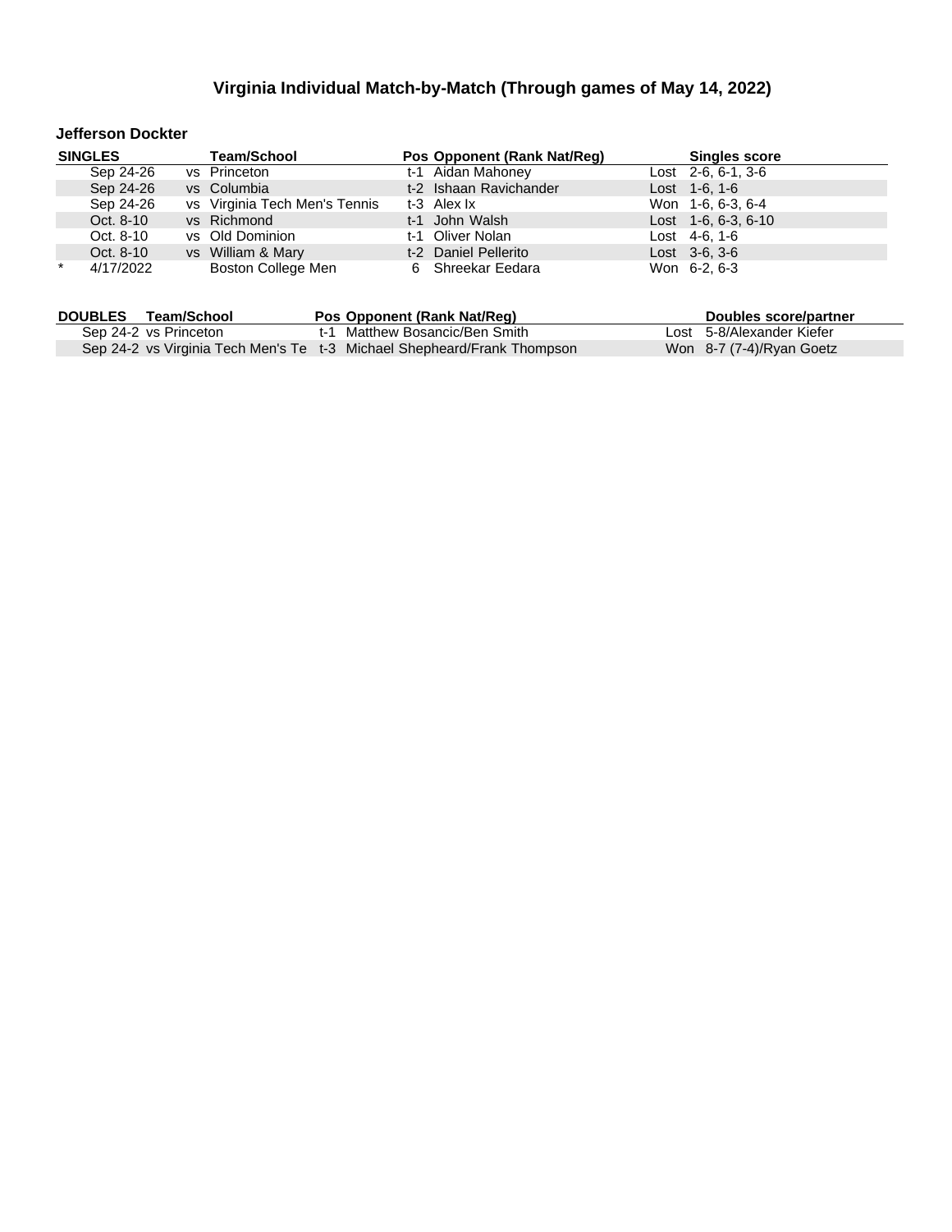# Virginia Individual Match-by-Match (Through games of May 14, 2022)

## Jefferson Dockter

| SINGLES | | Team/School | Pos | Opponent (Rank Nat/Reg) | | Singles score |
|---|---|---|---|---|---|---|
| | Sep 24-26 | vs Princeton | t-1 | Aidan Mahoney | Lost | 2-6, 6-1, 3-6 |
| | Sep 24-26 | vs Columbia | t-2 | Ishaan Ravichander | Lost | 1-6, 1-6 |
| | Sep 24-26 | vs Virginia Tech Men's Tennis | t-3 | Alex Ix | Won | 1-6, 6-3, 6-4 |
| | Oct. 8-10 | vs Richmond | t-1 | John Walsh | Lost | 1-6, 6-3, 6-10 |
| | Oct. 8-10 | vs Old Dominion | t-1 | Oliver Nolan | Lost | 4-6, 1-6 |
| | Oct. 8-10 | vs William & Mary | t-2 | Daniel Pellerito | Lost | 3-6, 3-6 |
| * | 4/17/2022 | Boston College Men | 6 | Shreekar Eedara | Won | 6-2, 6-3 |

| DOUBLES | Team/School | Pos | Opponent (Rank Nat/Reg) | | Doubles score/partner |
|---|---|---|---|---|---|
| Sep 24-2 | vs Princeton | t-1 | Matthew Bosancic/Ben Smith | Lost | 5-8/Alexander Kiefer |
| Sep 24-2 | vs Virginia Tech Men's Te | t-3 | Michael Shepheard/Frank Thompson | Won | 8-7 (7-4)/Ryan Goetz |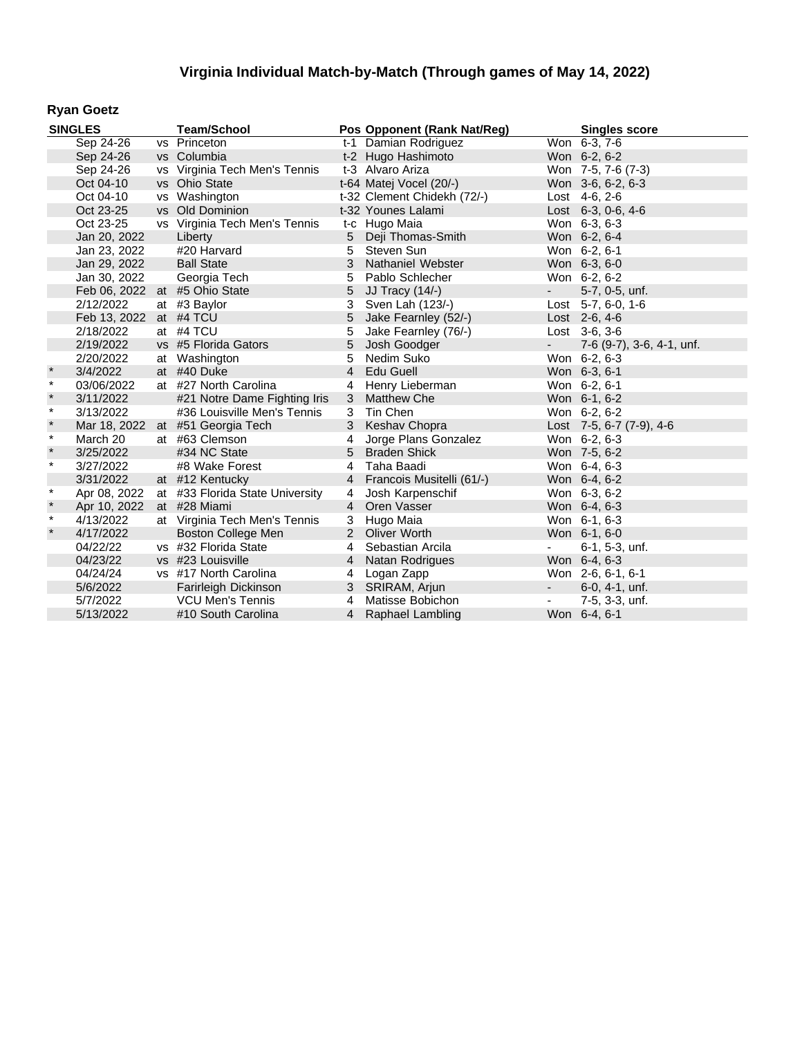# Virginia Individual Match-by-Match (Through games of May 14, 2022)

## Ryan Goetz

| SINGLES | | | Team/School | Pos | Opponent (Rank Nat/Reg) | | Singles score |
|---|---|---|---|---|---|---|---|
| | Sep 24-26 | vs | Princeton | t-1 | Damian Rodriguez | Won | 6-3, 7-6 |
| | Sep 24-26 | vs | Columbia | t-2 | Hugo Hashimoto | Won | 6-2, 6-2 |
| | Sep 24-26 | vs | Virginia Tech Men's Tennis | t-3 | Alvaro Ariza | Won | 7-5, 7-6 (7-3) |
| | Oct 04-10 | vs | Ohio State | t-64 | Matej Vocel (20/-) | Won | 3-6, 6-2, 6-3 |
| | Oct 04-10 | vs | Washington | t-32 | Clement Chidekh (72/-) | Lost | 4-6, 2-6 |
| | Oct 23-25 | vs | Old Dominion | t-32 | Younes Lalami | Lost | 6-3, 0-6, 4-6 |
| | Oct 23-25 | vs | Virginia Tech Men's Tennis | t-c | Hugo Maia | Won | 6-3, 6-3 |
| | Jan 20, 2022 | | Liberty | 5 | Deji Thomas-Smith | Won | 6-2, 6-4 |
| | Jan 23, 2022 | | #20 Harvard | 5 | Steven Sun | Won | 6-2, 6-1 |
| | Jan 29, 2022 | | Ball State | 3 | Nathaniel Webster | Won | 6-3, 6-0 |
| | Jan 30, 2022 | | Georgia Tech | 5 | Pablo Schlecher | Won | 6-2, 6-2 |
| | Feb 06, 2022 | at | #5 Ohio State | 5 | JJ Tracy (14/-) | - | 5-7, 0-5, unf. |
| | 2/12/2022 | at | #3 Baylor | 3 | Sven Lah (123/-) | Lost | 5-7, 6-0, 1-6 |
| | Feb 13, 2022 | at | #4 TCU | 5 | Jake Fearnley (52/-) | Lost | 2-6, 4-6 |
| | 2/18/2022 | at | #4 TCU | 5 | Jake Fearnley (76/-) | Lost | 3-6, 3-6 |
| | 2/19/2022 | vs | #5 Florida Gators | 5 | Josh Goodger | - | 7-6 (9-7), 3-6, 4-1, unf. |
| | 2/20/2022 | at | Washington | 5 | Nedim Suko | Won | 6-2, 6-3 |
| * | 3/4/2022 | at | #40 Duke | 4 | Edu Guell | Won | 6-3, 6-1 |
| * | 03/06/2022 | at | #27 North Carolina | 4 | Henry Lieberman | Won | 6-2, 6-1 |
| * | 3/11/2022 | | #21 Notre Dame Fighting Iris | 3 | Matthew Che | Won | 6-1, 6-2 |
| * | 3/13/2022 | | #36 Louisville Men's Tennis | 3 | Tin Chen | Won | 6-2, 6-2 |
| * | Mar 18, 2022 | at | #51 Georgia Tech | 3 | Keshav Chopra | Lost | 7-5, 6-7 (7-9), 4-6 |
| * | March 20 | at | #63 Clemson | 4 | Jorge Plans Gonzalez | Won | 6-2, 6-3 |
| * | 3/25/2022 | | #34 NC State | 5 | Braden Shick | Won | 7-5, 6-2 |
| * | 3/27/2022 | | #8 Wake Forest | 4 | Taha Baadi | Won | 6-4, 6-3 |
| | 3/31/2022 | at | #12 Kentucky | 4 | Francois Musitelli (61/-) | Won | 6-4, 6-2 |
| * | Apr 08, 2022 | at | #33 Florida State University | 4 | Josh Karpenschif | Won | 6-3, 6-2 |
| * | Apr 10, 2022 | at | #28 Miami | 4 | Oren Vasser | Won | 6-4, 6-3 |
| * | 4/13/2022 | at | Virginia Tech Men's Tennis | 3 | Hugo Maia | Won | 6-1, 6-3 |
| * | 4/17/2022 | | Boston College Men | 2 | Oliver Worth | Won | 6-1, 6-0 |
| | 04/22/22 | vs | #32 Florida State | 4 | Sebastian Arcila | - | 6-1, 5-3, unf. |
| | 04/23/22 | vs | #23 Louisville | 4 | Natan Rodrigues | Won | 6-4, 6-3 |
| | 04/24/24 | vs | #17 North Carolina | 4 | Logan Zapp | Won | 2-6, 6-1, 6-1 |
| | 5/6/2022 | | Farirleigh Dickinson | 3 | SRIRAM, Arjun | - | 6-0, 4-1, unf. |
| | 5/7/2022 | | VCU Men's Tennis | 4 | Matisse Bobichon | - | 7-5, 3-3, unf. |
| | 5/13/2022 | | #10 South Carolina | 4 | Raphael Lambling | Won | 6-4, 6-1 |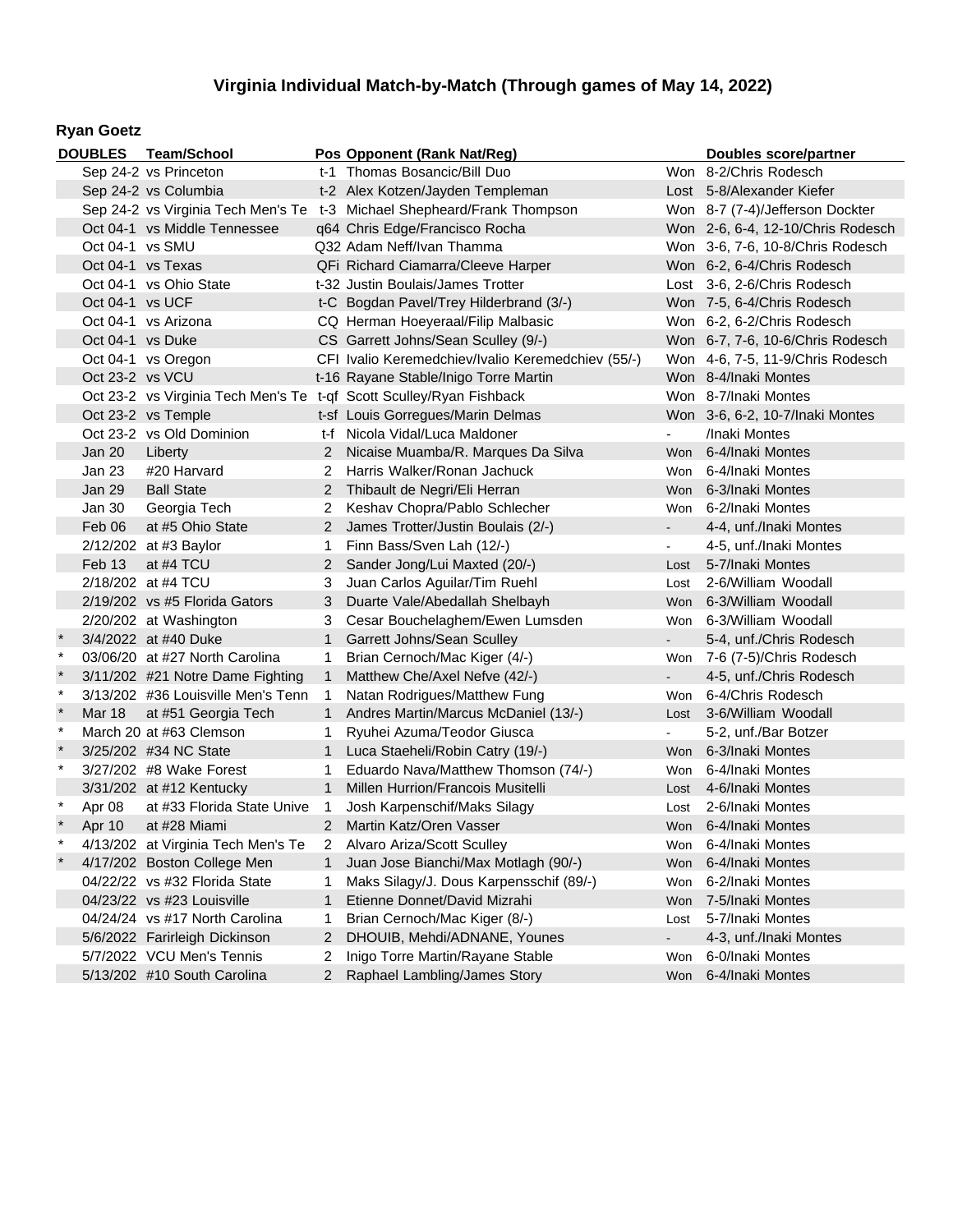## Virginia Individual Match-by-Match (Through games of May 14, 2022)

### Ryan Goetz

| DOUBLES | | Team/School | Pos | Opponent (Rank Nat/Reg) | | Doubles score/partner |
|---|---|---|---|---|---|---|
| | Sep 24-2 | vs Princeton | t-1 | Thomas Bosancic/Bill Duo | Won | 8-2/Chris Rodesch |
| | Sep 24-2 | vs Columbia | t-2 | Alex Kotzen/Jayden Templeman | Lost | 5-8/Alexander Kiefer |
| | Sep 24-2 | vs Virginia Tech Men's Te | t-3 | Michael Shepheard/Frank Thompson | Won | 8-7 (7-4)/Jefferson Dockter |
| | Oct 04-1 | vs Middle Tennessee | q64 | Chris Edge/Francisco Rocha | Won | 2-6, 6-4, 12-10/Chris Rodesch |
| | Oct 04-1 | vs SMU | Q32 | Adam Neff/Ivan Thamma | Won | 3-6, 7-6, 10-8/Chris Rodesch |
| | Oct 04-1 | vs Texas | QFi | Richard Ciamarra/Cleeve Harper | Won | 6-2, 6-4/Chris Rodesch |
| | Oct 04-1 | vs Ohio State | t-32 | Justin Boulais/James Trotter | Lost | 3-6, 2-6/Chris Rodesch |
| | Oct 04-1 | vs UCF | t-C | Bogdan Pavel/Trey Hilderbrand (3/-) | Won | 7-5, 6-4/Chris Rodesch |
| | Oct 04-1 | vs Arizona | CQ | Herman Hoeyeraal/Filip Malbasic | Won | 6-2, 6-2/Chris Rodesch |
| | Oct 04-1 | vs Duke | CS | Garrett Johns/Sean Sculley (9/-) | Won | 6-7, 7-6, 10-6/Chris Rodesch |
| | Oct 04-1 | vs Oregon | CFI | Ivalio Keremedchiev/Ivalio Keremedchiev (55/-) | Won | 4-6, 7-5, 11-9/Chris Rodesch |
| | Oct 23-2 | vs VCU | t-16 | Rayane Stable/Inigo Torre Martin | Won | 8-4/Inaki Montes |
| | Oct 23-2 | vs Virginia Tech Men's Te | t-qf | Scott Sculley/Ryan Fishback | Won | 8-7/Inaki Montes |
| | Oct 23-2 | vs Temple | t-sf | Louis Gorregues/Marin Delmas | Won | 3-6, 6-2, 10-7/Inaki Montes |
| | Oct 23-2 | vs Old Dominion | t-f | Nicola Vidal/Luca Maldoner | - | /Inaki Montes |
| | Jan 20 | Liberty | 2 | Nicaise Muamba/R. Marques Da Silva | Won | 6-4/Inaki Montes |
| | Jan 23 | #20 Harvard | 2 | Harris Walker/Ronan Jachuck | Won | 6-4/Inaki Montes |
| | Jan 29 | Ball State | 2 | Thibault de Negri/Eli Herran | Won | 6-3/Inaki Montes |
| | Jan 30 | Georgia Tech | 2 | Keshav Chopra/Pablo Schlecher | Won | 6-2/Inaki Montes |
| | Feb 06 | at #5 Ohio State | 2 | James Trotter/Justin Boulais (2/-) | - | 4-4, unf./Inaki Montes |
| | 2/12/202 | at #3 Baylor | 1 | Finn Bass/Sven Lah (12/-) | - | 4-5, unf./Inaki Montes |
| | Feb 13 | at #4 TCU | 2 | Sander Jong/Lui Maxted (20/-) | Lost | 5-7/Inaki Montes |
| | 2/18/202 | at #4 TCU | 3 | Juan Carlos Aguilar/Tim Ruehl | Lost | 2-6/William Woodall |
| | 2/19/202 | vs #5 Florida Gators | 3 | Duarte Vale/Abedallah Shelbayh | Won | 6-3/William Woodall |
| | 2/20/202 | at Washington | 3 | Cesar Bouchelaghem/Ewen Lumsden | Won | 6-3/William Woodall |
| * | 3/4/2022 | at #40 Duke | 1 | Garrett Johns/Sean Sculley | - | 5-4, unf./Chris Rodesch |
| * | 03/06/20 | at #27 North Carolina | 1 | Brian Cernoch/Mac Kiger (4/-) | Won | 7-6 (7-5)/Chris Rodesch |
| * | 3/11/202 | #21 Notre Dame Fighting | 1 | Matthew Che/Axel Nefve (42/-) | - | 4-5, unf./Chris Rodesch |
| * | 3/13/202 | #36 Louisville Men's Tenn | 1 | Natan Rodrigues/Matthew Fung | Won | 6-4/Chris Rodesch |
| * | Mar 18 | at #51 Georgia Tech | 1 | Andres Martin/Marcus McDaniel (13/-) | Lost | 3-6/William Woodall |
| * | March 20 | at #63 Clemson | 1 | Ryuhei Azuma/Teodor Giusca | - | 5-2, unf./Bar Botzer |
| * | 3/25/202 | #34 NC State | 1 | Luca Staeheli/Robin Catry (19/-) | Won | 6-3/Inaki Montes |
| * | 3/27/202 | #8 Wake Forest | 1 | Eduardo Nava/Matthew Thomson (74/-) | Won | 6-4/Inaki Montes |
| | 3/31/202 | at #12 Kentucky | 1 | Millen Hurrion/Francois Musitelli | Lost | 4-6/Inaki Montes |
| * | Apr 08 | at #33 Florida State Unive | 1 | Josh Karpenschif/Maks Silagy | Lost | 2-6/Inaki Montes |
| * | Apr 10 | at #28 Miami | 2 | Martin Katz/Oren Vasser | Won | 6-4/Inaki Montes |
| * | 4/13/202 | at Virginia Tech Men's Te | 2 | Alvaro Ariza/Scott Sculley | Won | 6-4/Inaki Montes |
| * | 4/17/202 | Boston College Men | 1 | Juan Jose Bianchi/Max Motlagh (90/-) | Won | 6-4/Inaki Montes |
| | 04/22/22 | vs #32 Florida State | 1 | Maks Silagy/J. Dous Karpensschif (89/-) | Won | 6-2/Inaki Montes |
| | 04/23/22 | vs #23 Louisville | 1 | Etienne Donnet/David Mizrahi | Won | 7-5/Inaki Montes |
| | 04/24/24 | vs #17 North Carolina | 1 | Brian Cernoch/Mac Kiger (8/-) | Lost | 5-7/Inaki Montes |
| | 5/6/2022 | Farirleigh Dickinson | 2 | DHOUIB, Mehdi/ADNANE, Younes | - | 4-3, unf./Inaki Montes |
| | 5/7/2022 | VCU Men's Tennis | 2 | Inigo Torre Martin/Rayane Stable | Won | 6-0/Inaki Montes |
| | 5/13/202 | #10 South Carolina | 2 | Raphael Lambling/James Story | Won | 6-4/Inaki Montes |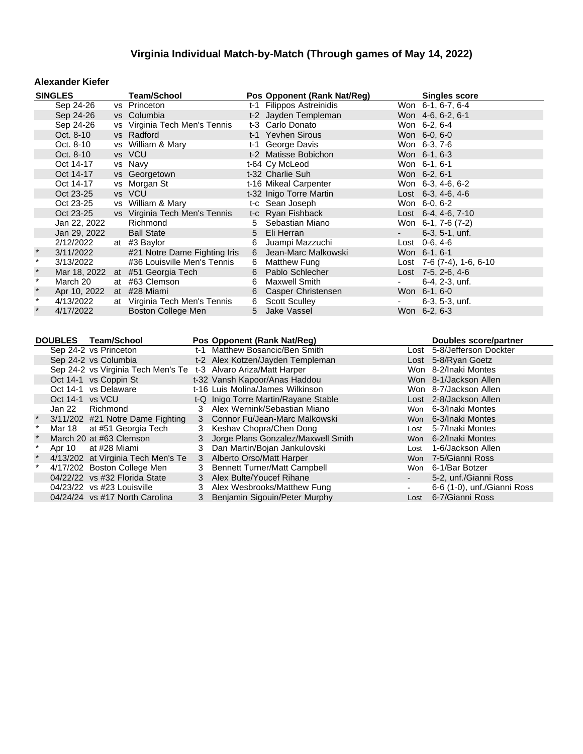# Virginia Individual Match-by-Match (Through games of May 14, 2022)

## Alexander Kiefer

| | SINGLES | | Team/School | Pos | Opponent (Rank Nat/Reg) | | Singles score |
|---|---|---|---|---|---|---|---|
| | Sep 24-26 | vs | Princeton | t-1 | Filippos Astreinidis | Won | 6-1, 6-7, 6-4 |
| | Sep 24-26 | vs | Columbia | t-2 | Jayden Templeman | Won | 4-6, 6-2, 6-1 |
| | Sep 24-26 | vs | Virginia Tech Men's Tennis | t-3 | Carlo Donato | Won | 6-2, 6-4 |
| | Oct. 8-10 | vs | Radford | t-1 | Yevhen Sirous | Won | 6-0, 6-0 |
| | Oct. 8-10 | vs | William & Mary | t-1 | George Davis | Won | 6-3, 7-6 |
| | Oct. 8-10 | vs | VCU | t-2 | Matisse Bobichon | Won | 6-1, 6-3 |
| | Oct 14-17 | vs | Navy | t-64 | Cy McLeod | Won | 6-1, 6-1 |
| | Oct 14-17 | vs | Georgetown | t-32 | Charlie Suh | Won | 6-2, 6-1 |
| | Oct 14-17 | vs | Morgan St | t-16 | Mikeal Carpenter | Won | 6-3, 4-6, 6-2 |
| | Oct 23-25 | vs | VCU | t-32 | Inigo Torre Martin | Lost | 6-3, 4-6, 4-6 |
| | Oct 23-25 | vs | William & Mary | t-c | Sean Joseph | Won | 6-0, 6-2 |
| | Oct 23-25 | vs | Virginia Tech Men's Tennis | t-c | Ryan Fishback | Lost | 6-4, 4-6, 7-10 |
| | Jan 22, 2022 | | Richmond | 5 | Sebastian Miano | Won | 6-1, 7-6 (7-2) |
| | Jan 29, 2022 | | Ball State | 5 | Eli Herran | - | 6-3, 5-1, unf. |
| | 2/12/2022 | at | #3 Baylor | 6 | Juampi Mazzuchi | Lost | 0-6, 4-6 |
| * | 3/11/2022 | | #21 Notre Dame Fighting Iris | 6 | Jean-Marc Malkowski | Won | 6-1, 6-1 |
| * | 3/13/2022 | | #36 Louisville Men's Tennis | 6 | Matthew Fung | Lost | 7-6 (7-4), 1-6, 6-10 |
| * | Mar 18, 2022 | at | #51 Georgia Tech | 6 | Pablo Schlecher | Lost | 7-5, 2-6, 4-6 |
| * | March 20 | at | #63 Clemson | 6 | Maxwell Smith | - | 6-4, 2-3, unf. |
| * | Apr 10, 2022 | at | #28 Miami | 6 | Casper Christensen | Won | 6-1, 6-0 |
| * | 4/13/2022 | at | Virginia Tech Men's Tennis | 6 | Scott Sculley | - | 6-3, 5-3, unf. |
| * | 4/17/2022 | | Boston College Men | 5 | Jake Vassel | Won | 6-2, 6-3 |

| | DOUBLES | Team/School | Pos | Opponent (Rank Nat/Reg) | | Doubles score/partner |
|---|---|---|---|---|---|---|
| | Sep 24-2 | vs Princeton | t-1 | Matthew Bosancic/Ben Smith | Lost | 5-8/Jefferson Dockter |
| | Sep 24-2 | vs Columbia | t-2 | Alex Kotzen/Jayden Templeman | Lost | 5-8/Ryan Goetz |
| | Sep 24-2 | vs Virginia Tech Men's Te | t-3 | Alvaro Ariza/Matt Harper | Won | 8-2/Inaki Montes |
| | Oct 14-1 | vs Coppin St | t-32 | Vansh Kapoor/Anas Haddou | Won | 8-1/Jackson Allen |
| | Oct 14-1 | vs Delaware | t-16 | Luis Molina/James Wilkinson | Won | 8-7/Jackson Allen |
| | Oct 14-1 | vs VCU | t-Q | Inigo Torre Martin/Rayane Stable | Lost | 2-8/Jackson Allen |
| | Jan 22 | Richmond | 3 | Alex Wernink/Sebastian Miano | Won | 6-3/Inaki Montes |
| * | 3/11/202 | #21 Notre Dame Fighting | 3 | Connor Fu/Jean-Marc Malkowski | Won | 6-3/Inaki Montes |
| * | Mar 18 | at #51 Georgia Tech | 3 | Keshav Chopra/Chen Dong | Lost | 5-7/Inaki Montes |
| * | March 20 | at #63 Clemson | 3 | Jorge Plans Gonzalez/Maxwell Smith | Won | 6-2/Inaki Montes |
| * | Apr 10 | at #28 Miami | 3 | Dan Martin/Bojan Jankulovski | Lost | 1-6/Jackson Allen |
| * | 4/13/202 | at Virginia Tech Men's Te | 3 | Alberto Orso/Matt Harper | Won | 7-5/Gianni Ross |
| * | 4/17/202 | Boston College Men | 3 | Bennett Turner/Matt Campbell | Won | 6-1/Bar Botzer |
| | 04/22/22 | vs #32 Florida State | 3 | Alex Bulte/Youcef Rihane | - | 5-2, unf./Gianni Ross |
| | 04/23/22 | vs #23 Louisville | 3 | Alex Wesbrooks/Matthew Fung | - | 6-6 (1-0), unf./Gianni Ross |
| | 04/24/24 | vs #17 North Carolina | 3 | Benjamin Sigouin/Peter Murphy | Lost | 6-7/Gianni Ross |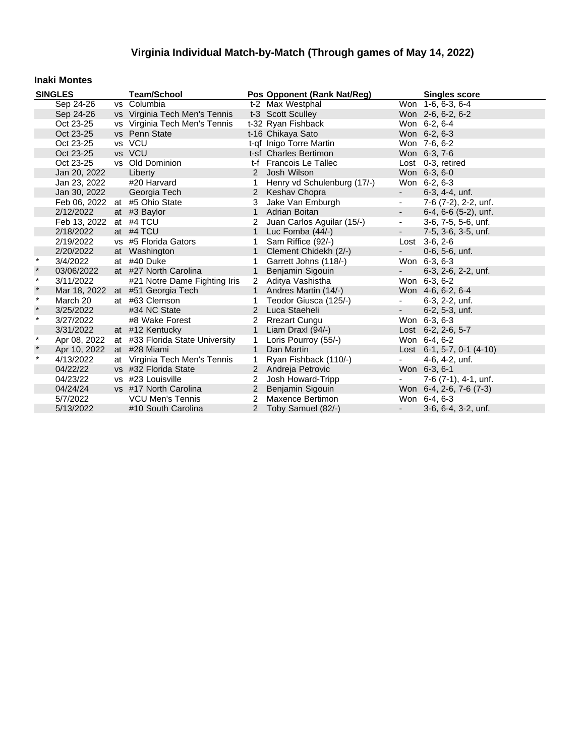# Virginia Individual Match-by-Match (Through games of May 14, 2022)

## Inaki Montes

| SINGLES | | | Team/School | Pos | Opponent (Rank Nat/Reg) | | Singles score |
|---|---|---|---|---|---|---|---|
| | Sep 24-26 | vs | Columbia | t-2 | Max Westphal | Won | 1-6, 6-3, 6-4 |
| | Sep 24-26 | vs | Virginia Tech Men's Tennis | t-3 | Scott Sculley | Won | 2-6, 6-2, 6-2 |
| | Oct 23-25 | vs | Virginia Tech Men's Tennis | t-32 | Ryan Fishback | Won | 6-2, 6-4 |
| | Oct 23-25 | vs | Penn State | t-16 | Chikaya Sato | Won | 6-2, 6-3 |
| | Oct 23-25 | vs | VCU | t-qf | Inigo Torre Martin | Won | 7-6, 6-2 |
| | Oct 23-25 | vs | VCU | t-sf | Charles Bertimon | Won | 6-3, 7-6 |
| | Oct 23-25 | vs | Old Dominion | t-f | Francois Le Tallec | Lost | 0-3, retired |
| | Jan 20, 2022 | | Liberty | 2 | Josh Wilson | Won | 6-3, 6-0 |
| | Jan 23, 2022 | | #20 Harvard | 1 | Henry vd Schulenburg (17/-) | Won | 6-2, 6-3 |
| | Jan 30, 2022 | | Georgia Tech | 2 | Keshav Chopra | - | 6-3, 4-4, unf. |
| | Feb 06, 2022 | at | #5 Ohio State | 3 | Jake Van Emburgh | - | 7-6 (7-2), 2-2, unf. |
| | 2/12/2022 | at | #3 Baylor | 1 | Adrian Boitan | - | 6-4, 6-6 (5-2), unf. |
| | Feb 13, 2022 | at | #4 TCU | 2 | Juan Carlos Aguilar (15/-) | - | 3-6, 7-5, 5-6, unf. |
| | 2/18/2022 | at | #4 TCU | 1 | Luc Fomba (44/-) | - | 7-5, 3-6, 3-5, unf. |
| | 2/19/2022 | vs | #5 Florida Gators | 1 | Sam Riffice (92/-) | Lost | 3-6, 2-6 |
| | 2/20/2022 | at | Washington | 1 | Clement Chidekh (2/-) | - | 0-6, 5-6, unf. |
| * | 3/4/2022 | at | #40 Duke | 1 | Garrett Johns (118/-) | Won | 6-3, 6-3 |
| * | 03/06/2022 | at | #27 North Carolina | 1 | Benjamin Sigouin | - | 6-3, 2-6, 2-2, unf. |
| * | 3/11/2022 | | #21 Notre Dame Fighting Iris | 2 | Aditya Vashistha | Won | 6-3, 6-2 |
| * | Mar 18, 2022 | at | #51 Georgia Tech | 1 | Andres Martin (14/-) | Won | 4-6, 6-2, 6-4 |
| * | March 20 | at | #63 Clemson | 1 | Teodor Giusca (125/-) | - | 6-3, 2-2, unf. |
| * | 3/25/2022 | | #34 NC State | 2 | Luca Staeheli | - | 6-2, 5-3, unf. |
| * | 3/27/2022 | | #8 Wake Forest | 2 | Rrezart Cungu | Won | 6-3, 6-3 |
| | 3/31/2022 | at | #12 Kentucky | 1 | Liam Draxl (94/-) | Lost | 6-2, 2-6, 5-7 |
| * | Apr 08, 2022 | at | #33 Florida State University | 1 | Loris Pourroy (55/-) | Won | 6-4, 6-2 |
| * | Apr 10, 2022 | at | #28 Miami | 1 | Dan Martin | Lost | 6-1, 5-7, 0-1 (4-10) |
| * | 4/13/2022 | at | Virginia Tech Men's Tennis | 1 | Ryan Fishback (110/-) | - | 4-6, 4-2, unf. |
| | 04/22/22 | vs | #32 Florida State | 2 | Andreja Petrovic | Won | 6-3, 6-1 |
| | 04/23/22 | vs | #23 Louisville | 2 | Josh Howard-Tripp | - | 7-6 (7-1), 4-1, unf. |
| | 04/24/24 | vs | #17 North Carolina | 2 | Benjamin Sigouin | Won | 6-4, 2-6, 7-6 (7-3) |
| | 5/7/2022 | | VCU Men's Tennis | 2 | Maxence Bertimon | Won | 6-4, 6-3 |
| | 5/13/2022 | | #10 South Carolina | 2 | Toby Samuel (82/-) | - | 3-6, 6-4, 3-2, unf. |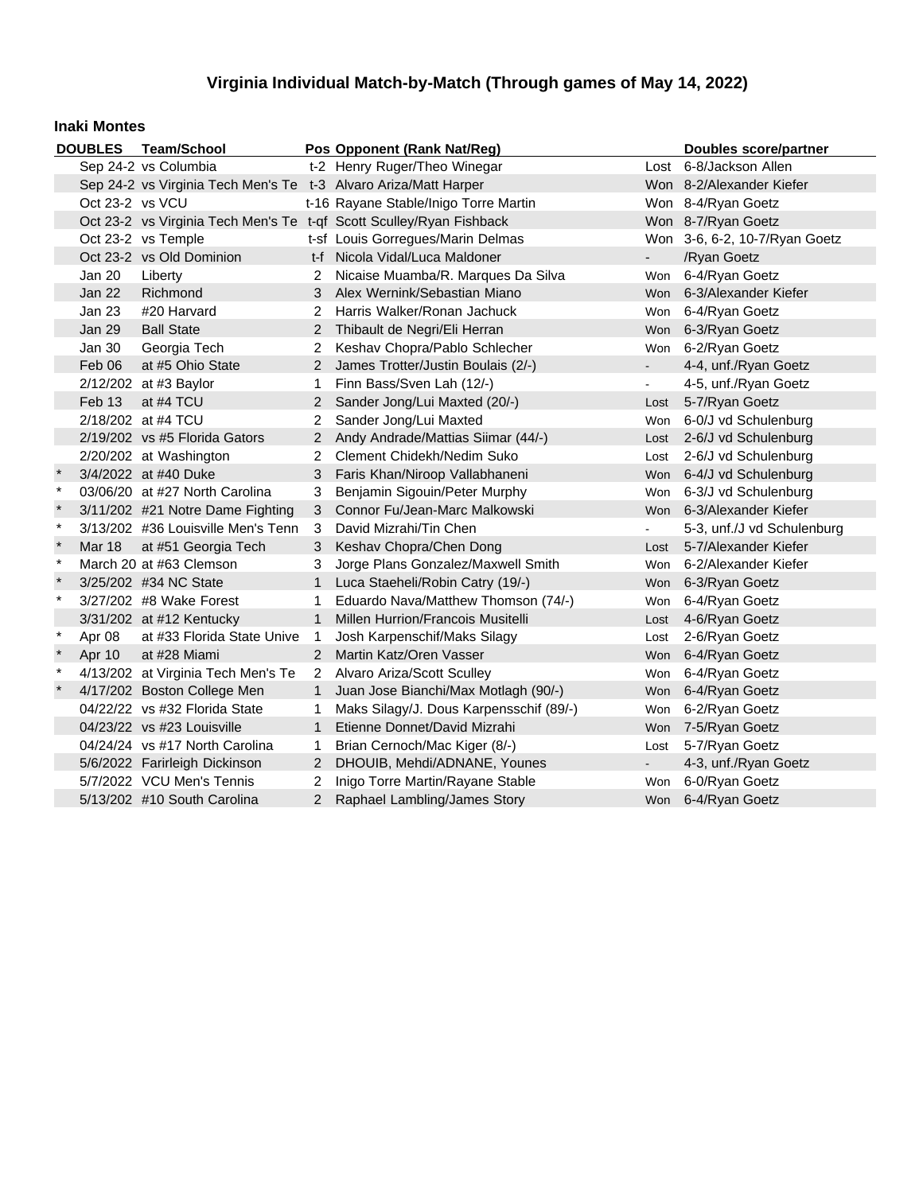# Virginia Individual Match-by-Match (Through games of May 14, 2022)

## Inaki Montes

| | DOUBLES | Team/School | Pos | Opponent (Rank Nat/Reg) | | Doubles score/partner |
|---|---|---|---|---|---|---|
| | Sep 24-2 | vs Columbia | t-2 | Henry Ruger/Theo Winegar | Lost | 6-8/Jackson Allen |
| | Sep 24-2 | vs Virginia Tech Men's Te | t-3 | Alvaro Ariza/Matt Harper | Won | 8-2/Alexander Kiefer |
| | Oct 23-2 | vs VCU | t-16 | Rayane Stable/Inigo Torre Martin | Won | 8-4/Ryan Goetz |
| | Oct 23-2 | vs Virginia Tech Men's Te | t-qf | Scott Sculley/Ryan Fishback | Won | 8-7/Ryan Goetz |
| | Oct 23-2 | vs Temple | t-sf | Louis Gorregues/Marin Delmas | Won | 3-6, 6-2, 10-7/Ryan Goetz |
| | Oct 23-2 | vs Old Dominion | t-f | Nicola Vidal/Luca Maldoner | - | /Ryan Goetz |
| | Jan 20 | Liberty | 2 | Nicaise Muamba/R. Marques Da Silva | Won | 6-4/Ryan Goetz |
| | Jan 22 | Richmond | 3 | Alex Wernink/Sebastian Miano | Won | 6-3/Alexander Kiefer |
| | Jan 23 | #20 Harvard | 2 | Harris Walker/Ronan Jachuck | Won | 6-4/Ryan Goetz |
| | Jan 29 | Ball State | 2 | Thibault de Negri/Eli Herran | Won | 6-3/Ryan Goetz |
| | Jan 30 | Georgia Tech | 2 | Keshav Chopra/Pablo Schlecher | Won | 6-2/Ryan Goetz |
| | Feb 06 | at #5 Ohio State | 2 | James Trotter/Justin Boulais (2/-) | - | 4-4, unf./Ryan Goetz |
| | 2/12/202 | at #3 Baylor | 1 | Finn Bass/Sven Lah (12/-) | - | 4-5, unf./Ryan Goetz |
| | Feb 13 | at #4 TCU | 2 | Sander Jong/Lui Maxted (20/-) | Lost | 5-7/Ryan Goetz |
| | 2/18/202 | at #4 TCU | 2 | Sander Jong/Lui Maxted | Won | 6-0/J vd Schulenburg |
| | 2/19/202 | vs #5 Florida Gators | 2 | Andy Andrade/Mattias Siimar (44/-) | Lost | 2-6/J vd Schulenburg |
| | 2/20/202 | at Washington | 2 | Clement Chidekh/Nedim Suko | Lost | 2-6/J vd Schulenburg |
| * | 3/4/2022 | at #40 Duke | 3 | Faris Khan/Niroop Vallabhaneni | Won | 6-4/J vd Schulenburg |
| * | 03/06/20 | at #27 North Carolina | 3 | Benjamin Sigouin/Peter Murphy | Won | 6-3/J vd Schulenburg |
| * | 3/11/202 | #21 Notre Dame Fighting | 3 | Connor Fu/Jean-Marc Malkowski | Won | 6-3/Alexander Kiefer |
| * | 3/13/202 | #36 Louisville Men's Tenn | 3 | David Mizrahi/Tin Chen | - | 5-3, unf./J vd Schulenburg |
| * | Mar 18 | at #51 Georgia Tech | 3 | Keshav Chopra/Chen Dong | Lost | 5-7/Alexander Kiefer |
| * | March 20 | at #63 Clemson | 3 | Jorge Plans Gonzalez/Maxwell Smith | Won | 6-2/Alexander Kiefer |
| * | 3/25/202 | #34 NC State | 1 | Luca Staeheli/Robin Catry (19/-) | Won | 6-3/Ryan Goetz |
| * | 3/27/202 | #8 Wake Forest | 1 | Eduardo Nava/Matthew Thomson (74/-) | Won | 6-4/Ryan Goetz |
| | 3/31/202 | at #12 Kentucky | 1 | Millen Hurrion/Francois Musitelli | Lost | 4-6/Ryan Goetz |
| * | Apr 08 | at #33 Florida State Unive | 1 | Josh Karpenschif/Maks Silagy | Lost | 2-6/Ryan Goetz |
| * | Apr 10 | at #28 Miami | 2 | Martin Katz/Oren Vasser | Won | 6-4/Ryan Goetz |
| * | 4/13/202 | at Virginia Tech Men's Te | 2 | Alvaro Ariza/Scott Sculley | Won | 6-4/Ryan Goetz |
| * | 4/17/202 | Boston College Men | 1 | Juan Jose Bianchi/Max Motlagh (90/-) | Won | 6-4/Ryan Goetz |
| | 04/22/22 | vs #32 Florida State | 1 | Maks Silagy/J. Dous Karpensschif (89/-) | Won | 6-2/Ryan Goetz |
| | 04/23/22 | vs #23 Louisville | 1 | Etienne Donnet/David Mizrahi | Won | 7-5/Ryan Goetz |
| | 04/24/24 | vs #17 North Carolina | 1 | Brian Cernoch/Mac Kiger (8/-) | Lost | 5-7/Ryan Goetz |
| | 5/6/2022 | Farirleigh Dickinson | 2 | DHOUIB, Mehdi/ADNANE, Younes | - | 4-3, unf./Ryan Goetz |
| | 5/7/2022 | VCU Men's Tennis | 2 | Inigo Torre Martin/Rayane Stable | Won | 6-0/Ryan Goetz |
| | 5/13/202 | #10 South Carolina | 2 | Raphael Lambling/James Story | Won | 6-4/Ryan Goetz |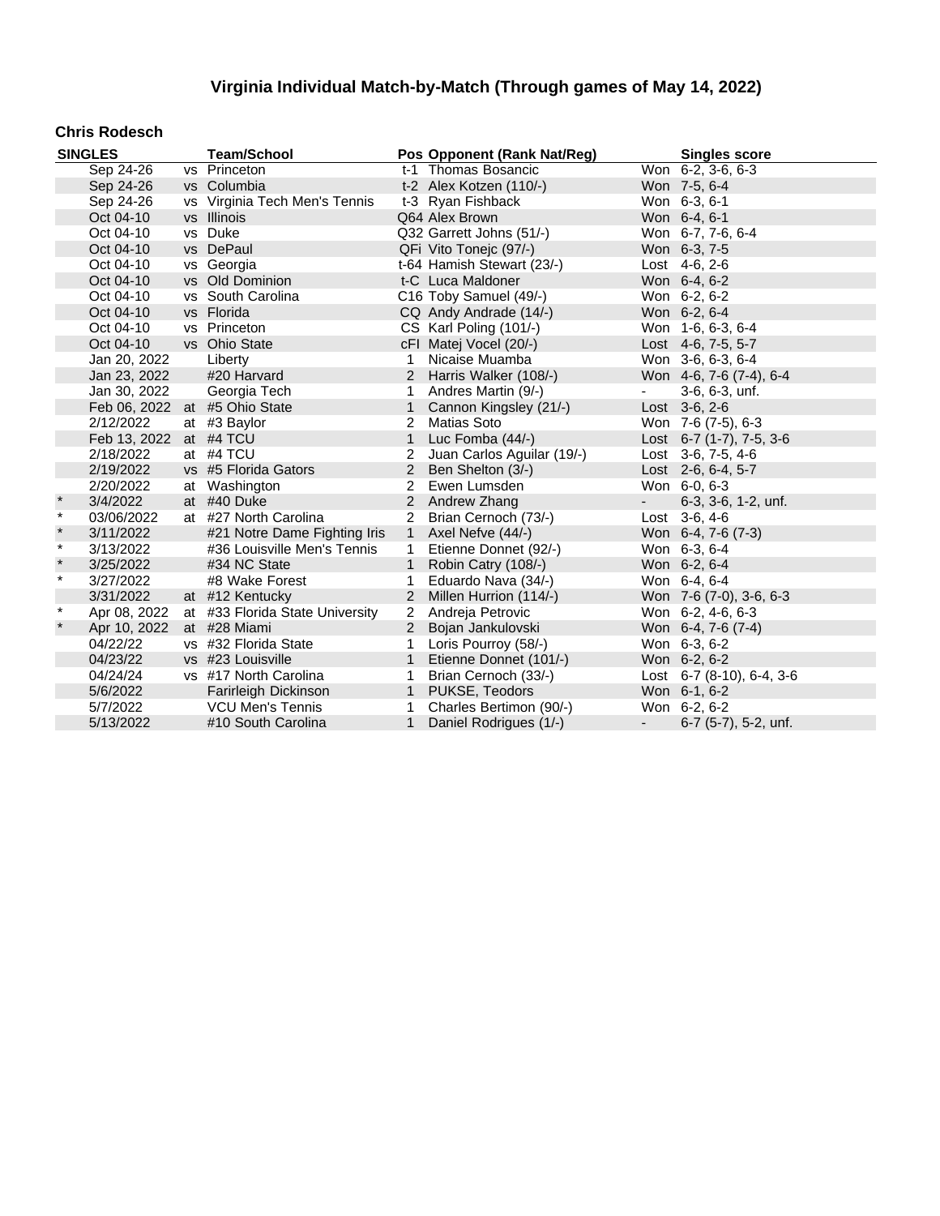# Virginia Individual Match-by-Match (Through games of May 14, 2022)

**Chris Rodesch**

| SINGLES | | | Team/School | Pos | Opponent (Rank Nat/Reg) | | Singles score |
|---|---|---|---|---|---|---|---|
| | Sep 24-26 | vs | Princeton | t-1 | Thomas Bosancic | Won | 6-2, 3-6, 6-3 |
| | Sep 24-26 | vs | Columbia | t-2 | Alex Kotzen (110/-) | Won | 7-5, 6-4 |
| | Sep 24-26 | vs | Virginia Tech Men's Tennis | t-3 | Ryan Fishback | Won | 6-3, 6-1 |
| | Oct 04-10 | vs | Illinois | Q64 | Alex Brown | Won | 6-4, 6-1 |
| | Oct 04-10 | vs | Duke | Q32 | Garrett Johns (51/-) | Won | 6-7, 7-6, 6-4 |
| | Oct 04-10 | vs | DePaul | QFi | Vito Tonejc (97/-) | Won | 6-3, 7-5 |
| | Oct 04-10 | vs | Georgia | t-64 | Hamish Stewart (23/-) | Lost | 4-6, 2-6 |
| | Oct 04-10 | vs | Old Dominion | t-C | Luca Maldoner | Won | 6-4, 6-2 |
| | Oct 04-10 | vs | South Carolina | C16 | Toby Samuel (49/-) | Won | 6-2, 6-2 |
| | Oct 04-10 | vs | Florida | CQ | Andy Andrade (14/-) | Won | 6-2, 6-4 |
| | Oct 04-10 | vs | Princeton | CS | Karl Poling (101/-) | Won | 1-6, 6-3, 6-4 |
| | Oct 04-10 | vs | Ohio State | cFI | Matej Vocel (20/-) | Lost | 4-6, 7-5, 5-7 |
| | Jan 20, 2022 | | Liberty | 1 | Nicaise Muamba | Won | 3-6, 6-3, 6-4 |
| | Jan 23, 2022 | | #20 Harvard | 2 | Harris Walker (108/-) | Won | 4-6, 7-6 (7-4), 6-4 |
| | Jan 30, 2022 | | Georgia Tech | 1 | Andres Martin (9/-) | - | 3-6, 6-3, unf. |
| | Feb 06, 2022 | at | #5 Ohio State | 1 | Cannon Kingsley (21/-) | Lost | 3-6, 2-6 |
| | 2/12/2022 | at | #3 Baylor | 2 | Matias Soto | Won | 7-6 (7-5), 6-3 |
| | Feb 13, 2022 | at | #4 TCU | 1 | Luc Fomba (44/-) | Lost | 6-7 (1-7), 7-5, 3-6 |
| | 2/18/2022 | at | #4 TCU | 2 | Juan Carlos Aguilar (19/-) | Lost | 3-6, 7-5, 4-6 |
| | 2/19/2022 | vs | #5 Florida Gators | 2 | Ben Shelton (3/-) | Lost | 2-6, 6-4, 5-7 |
| | 2/20/2022 | at | Washington | 2 | Ewen Lumsden | Won | 6-0, 6-3 |
| * | 3/4/2022 | at | #40 Duke | 2 | Andrew Zhang | - | 6-3, 3-6, 1-2, unf. |
| * | 03/06/2022 | at | #27 North Carolina | 2 | Brian Cernoch (73/-) | Lost | 3-6, 4-6 |
| * | 3/11/2022 | | #21 Notre Dame Fighting Iris | 1 | Axel Nefve (44/-) | Won | 6-4, 7-6 (7-3) |
| * | 3/13/2022 | | #36 Louisville Men's Tennis | 1 | Etienne Donnet (92/-) | Won | 6-3, 6-4 |
| * | 3/25/2022 | | #34 NC State | 1 | Robin Catry (108/-) | Won | 6-2, 6-4 |
| * | 3/27/2022 | | #8 Wake Forest | 1 | Eduardo Nava (34/-) | Won | 6-4, 6-4 |
| | 3/31/2022 | at | #12 Kentucky | 2 | Millen Hurrion (114/-) | Won | 7-6 (7-0), 3-6, 6-3 |
| * | Apr 08, 2022 | at | #33 Florida State University | 2 | Andreja Petrovic | Won | 6-2, 4-6, 6-3 |
| * | Apr 10, 2022 | at | #28 Miami | 2 | Bojan Jankulovski | Won | 6-4, 7-6 (7-4) |
| | 04/22/22 | vs | #32 Florida State | 1 | Loris Pourroy (58/-) | Won | 6-3, 6-2 |
| | 04/23/22 | vs | #23 Louisville | 1 | Etienne Donnet (101/-) | Won | 6-2, 6-2 |
| | 04/24/24 | vs | #17 North Carolina | 1 | Brian Cernoch (33/-) | Lost | 6-7 (8-10), 6-4, 3-6 |
| | 5/6/2022 | | Farirleigh Dickinson | 1 | PUKSE, Teodors | Won | 6-1, 6-2 |
| | 5/7/2022 | | VCU Men's Tennis | 1 | Charles Bertimon (90/-) | Won | 6-2, 6-2 |
| | 5/13/2022 | | #10 South Carolina | 1 | Daniel Rodrigues (1/-) | - | 6-7 (5-7), 5-2, unf. |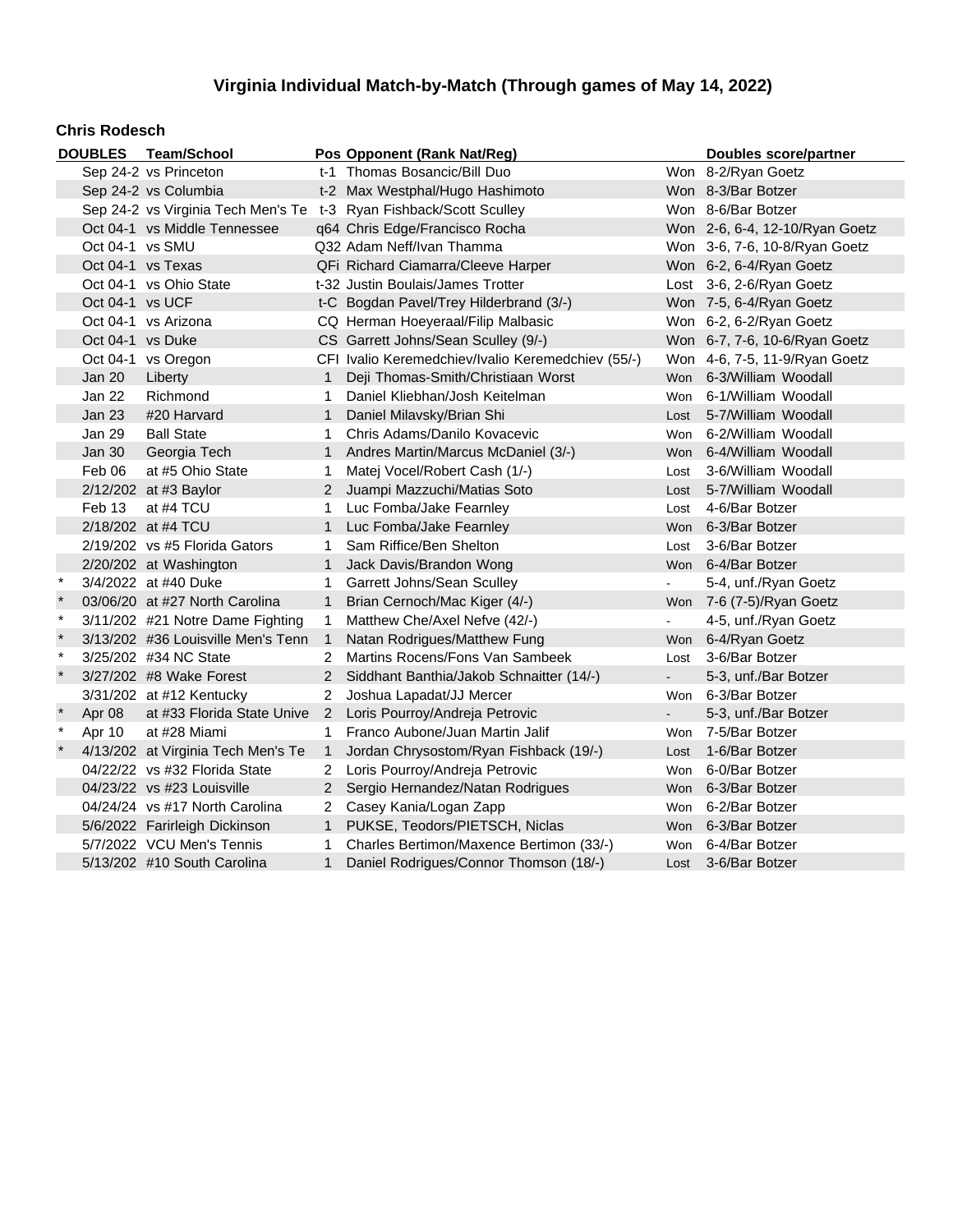# Virginia Individual Match-by-Match (Through games of May 14, 2022)

## Chris Rodesch

| | DOUBLES | Team/School | Pos | Opponent (Rank Nat/Reg) | | Doubles score/partner |
|---|---|---|---|---|---|---|
| | Sep 24-2 | vs Princeton | t-1 | Thomas Bosancic/Bill Duo | Won | 8-2/Ryan Goetz |
| | Sep 24-2 | vs Columbia | t-2 | Max Westphal/Hugo Hashimoto | Won | 8-3/Bar Botzer |
| | Sep 24-2 | vs Virginia Tech Men's Te | t-3 | Ryan Fishback/Scott Sculley | Won | 8-6/Bar Botzer |
| | Oct 04-1 | vs Middle Tennessee | q64 | Chris Edge/Francisco Rocha | Won | 2-6, 6-4, 12-10/Ryan Goetz |
| | Oct 04-1 | vs SMU | Q32 | Adam Neff/Ivan Thamma | Won | 3-6, 7-6, 10-8/Ryan Goetz |
| | Oct 04-1 | vs Texas | QFi | Richard Ciamarra/Cleeve Harper | Won | 6-2, 6-4/Ryan Goetz |
| | Oct 04-1 | vs Ohio State | t-32 | Justin Boulais/James Trotter | Lost | 3-6, 2-6/Ryan Goetz |
| | Oct 04-1 | vs UCF | t-C | Bogdan Pavel/Trey Hilderbrand (3/-) | Won | 7-5, 6-4/Ryan Goetz |
| | Oct 04-1 | vs Arizona | CQ | Herman Hoeyeraal/Filip Malbasic | Won | 6-2, 6-2/Ryan Goetz |
| | Oct 04-1 | vs Duke | CS | Garrett Johns/Sean Sculley (9/-) | Won | 6-7, 7-6, 10-6/Ryan Goetz |
| | Oct 04-1 | vs Oregon | CFI | Ivalio Keremedchiev/Ivalio Keremedchiev (55/-) | Won | 4-6, 7-5, 11-9/Ryan Goetz |
| | Jan 20 | Liberty | 1 | Deji Thomas-Smith/Christiaan Worst | Won | 6-3/William Woodall |
| | Jan 22 | Richmond | 1 | Daniel Kliebhan/Josh Keitelman | Won | 6-1/William Woodall |
| | Jan 23 | #20 Harvard | 1 | Daniel Milavsky/Brian Shi | Lost | 5-7/William Woodall |
| | Jan 29 | Ball State | 1 | Chris Adams/Danilo Kovacevic | Won | 6-2/William Woodall |
| | Jan 30 | Georgia Tech | 1 | Andres Martin/Marcus McDaniel (3/-) | Won | 6-4/William Woodall |
| | Feb 06 | at #5 Ohio State | 1 | Matej Vocel/Robert Cash (1/-) | Lost | 3-6/William Woodall |
| | 2/12/202 | at #3 Baylor | 2 | Juampi Mazzuchi/Matias Soto | Lost | 5-7/William Woodall |
| | Feb 13 | at #4 TCU | 1 | Luc Fomba/Jake Fearnley | Lost | 4-6/Bar Botzer |
| | 2/18/202 | at #4 TCU | 1 | Luc Fomba/Jake Fearnley | Won | 6-3/Bar Botzer |
| | 2/19/202 | vs #5 Florida Gators | 1 | Sam Riffice/Ben Shelton | Lost | 3-6/Bar Botzer |
| | 2/20/202 | at Washington | 1 | Jack Davis/Brandon Wong | Won | 6-4/Bar Botzer |
| * | 3/4/2022 | at #40 Duke | 1 | Garrett Johns/Sean Sculley | - | 5-4, unf./Ryan Goetz |
| * | 03/06/20 | at #27 North Carolina | 1 | Brian Cernoch/Mac Kiger (4/-) | Won | 7-6 (7-5)/Ryan Goetz |
| * | 3/11/202 | #21 Notre Dame Fighting | 1 | Matthew Che/Axel Nefve (42/-) | - | 4-5, unf./Ryan Goetz |
| * | 3/13/202 | #36 Louisville Men's Tenn | 1 | Natan Rodrigues/Matthew Fung | Won | 6-4/Ryan Goetz |
| * | 3/25/202 | #34 NC State | 2 | Martins Rocens/Fons Van Sambeek | Lost | 3-6/Bar Botzer |
| * | 3/27/202 | #8 Wake Forest | 2 | Siddhant Banthia/Jakob Schnaitter (14/-) | - | 5-3, unf./Bar Botzer |
| | 3/31/202 | at #12 Kentucky | 2 | Joshua Lapadat/JJ Mercer | Won | 6-3/Bar Botzer |
| * | Apr 08 | at #33 Florida State Unive | 2 | Loris Pourroy/Andreja Petrovic | - | 5-3, unf./Bar Botzer |
| * | Apr 10 | at #28 Miami | 1 | Franco Aubone/Juan Martin Jalif | Won | 7-5/Bar Botzer |
| * | 4/13/202 | at Virginia Tech Men's Te | 1 | Jordan Chrysostom/Ryan Fishback (19/-) | Lost | 1-6/Bar Botzer |
| | 04/22/22 | vs #32 Florida State | 2 | Loris Pourroy/Andreja Petrovic | Won | 6-0/Bar Botzer |
| | 04/23/22 | vs #23 Louisville | 2 | Sergio Hernandez/Natan Rodrigues | Won | 6-3/Bar Botzer |
| | 04/24/24 | vs #17 North Carolina | 2 | Casey Kania/Logan Zapp | Won | 6-2/Bar Botzer |
| | 5/6/2022 | Farirleigh Dickinson | 1 | PUKSE, Teodors/PIETSCH, Niclas | Won | 6-3/Bar Botzer |
| | 5/7/2022 | VCU Men's Tennis | 1 | Charles Bertimon/Maxence Bertimon (33/-) | Won | 6-4/Bar Botzer |
| | 5/13/202 | #10 South Carolina | 1 | Daniel Rodrigues/Connor Thomson (18/-) | Lost | 3-6/Bar Botzer |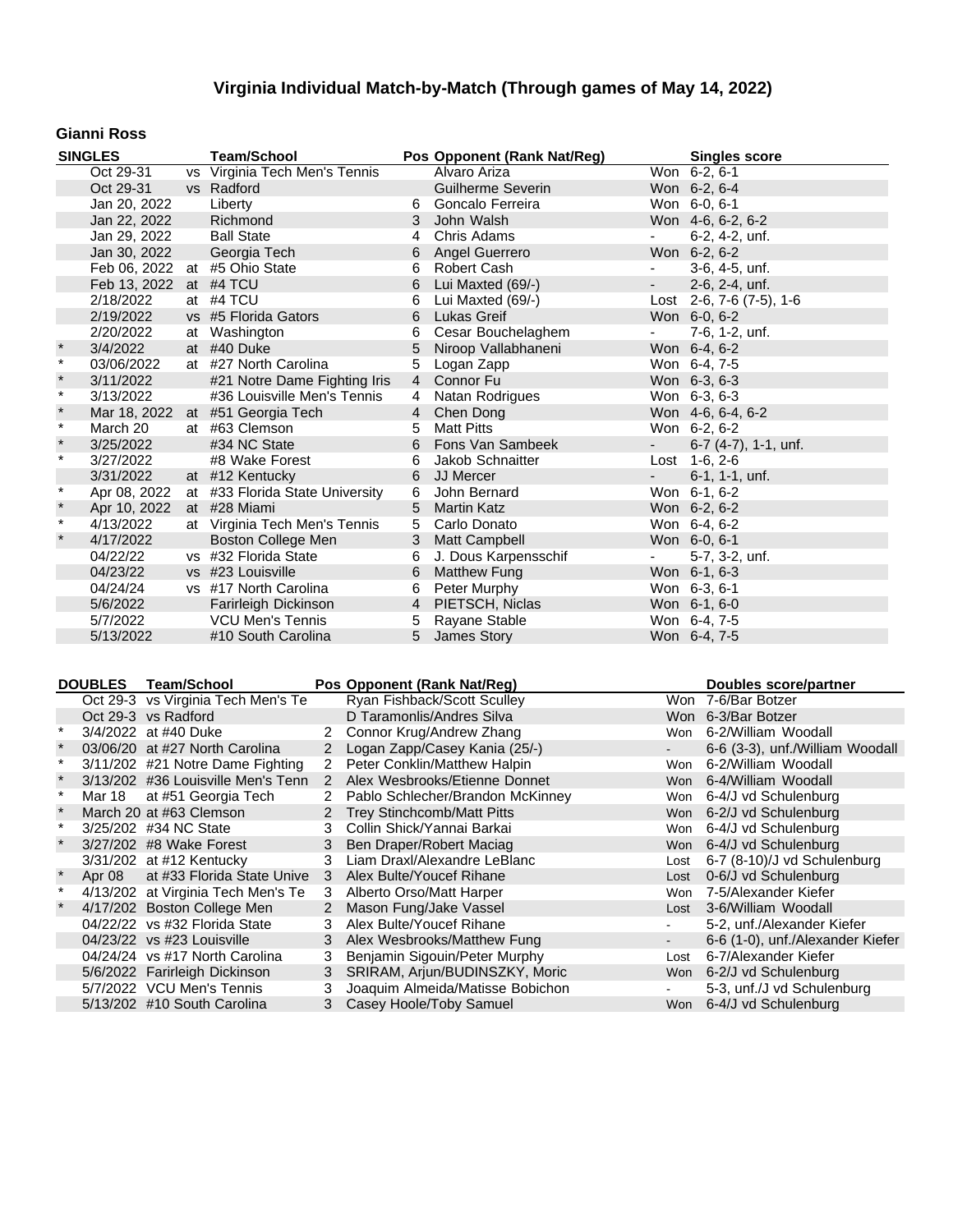# Virginia Individual Match-by-Match (Through games of May 14, 2022)

## Gianni Ross

| | SINGLES | | Team/School | Pos | Opponent (Rank Nat/Reg) | | Singles score |
|---|---|---|---|---|---|---|---|
| | Oct 29-31 | vs | Virginia Tech Men's Tennis | | Alvaro Ariza | Won | 6-2, 6-1 |
| | Oct 29-31 | vs | Radford | | Guilherme Severin | Won | 6-2, 6-4 |
| | Jan 20, 2022 | | Liberty | 6 | Goncalo Ferreira | Won | 6-0, 6-1 |
| | Jan 22, 2022 | | Richmond | 3 | John Walsh | Won | 4-6, 6-2, 6-2 |
| | Jan 29, 2022 | | Ball State | 4 | Chris Adams | - | 6-2, 4-2, unf. |
| | Jan 30, 2022 | | Georgia Tech | 6 | Angel Guerrero | Won | 6-2, 6-2 |
| | Feb 06, 2022 | at | #5 Ohio State | 6 | Robert Cash | - | 3-6, 4-5, unf. |
| | Feb 13, 2022 | at | #4 TCU | 6 | Lui Maxted (69/-) | - | 2-6, 2-4, unf. |
| | 2/18/2022 | at | #4 TCU | 6 | Lui Maxted (69/-) | Lost | 2-6, 7-6 (7-5), 1-6 |
| | 2/19/2022 | vs | #5 Florida Gators | 6 | Lukas Greif | Won | 6-0, 6-2 |
| | 2/20/2022 | at | Washington | 6 | Cesar Bouchelaghem | - | 7-6, 1-2, unf. |
| * | 3/4/2022 | at | #40 Duke | 5 | Niroop Vallabhaneni | Won | 6-4, 6-2 |
| * | 03/06/2022 | at | #27 North Carolina | 5 | Logan Zapp | Won | 6-4, 7-5 |
| * | 3/11/2022 | | #21 Notre Dame Fighting Iris | 4 | Connor Fu | Won | 6-3, 6-3 |
| * | 3/13/2022 | | #36 Louisville Men's Tennis | 4 | Natan Rodrigues | Won | 6-3, 6-3 |
| * | Mar 18, 2022 | at | #51 Georgia Tech | 4 | Chen Dong | Won | 4-6, 6-4, 6-2 |
| * | March 20 | at | #63 Clemson | 5 | Matt Pitts | Won | 6-2, 6-2 |
| * | 3/25/2022 | | #34 NC State | 6 | Fons Van Sambeek | - | 6-7 (4-7), 1-1, unf. |
| * | 3/27/2022 | | #8 Wake Forest | 6 | Jakob Schnaitter | Lost | 1-6, 2-6 |
| | 3/31/2022 | at | #12 Kentucky | 6 | JJ Mercer | - | 6-1, 1-1, unf. |
| * | Apr 08, 2022 | at | #33 Florida State University | 6 | John Bernard | Won | 6-1, 6-2 |
| * | Apr 10, 2022 | at | #28 Miami | 5 | Martin Katz | Won | 6-2, 6-2 |
| * | 4/13/2022 | at | Virginia Tech Men's Tennis | 5 | Carlo Donato | Won | 6-4, 6-2 |
| * | 4/17/2022 | | Boston College Men | 3 | Matt Campbell | Won | 6-0, 6-1 |
| | 04/22/22 | vs | #32 Florida State | 6 | J. Dous Karpensschif | - | 5-7, 3-2, unf. |
| | 04/23/22 | vs | #23 Louisville | 6 | Matthew Fung | Won | 6-1, 6-3 |
| | 04/24/24 | vs | #17 North Carolina | 6 | Peter Murphy | Won | 6-3, 6-1 |
| | 5/6/2022 | | Farirleigh Dickinson | 4 | PIETSCH, Niclas | Won | 6-1, 6-0 |
| | 5/7/2022 | | VCU Men's Tennis | 5 | Rayane Stable | Won | 6-4, 7-5 |
| | 5/13/2022 | | #10 South Carolina | 5 | James Story | Won | 6-4, 7-5 |

| | DOUBLES | Team/School | Pos | Opponent (Rank Nat/Reg) | | Doubles score/partner |
|---|---|---|---|---|---|---|
| | Oct 29-3 | vs Virginia Tech Men's Te | | Ryan Fishback/Scott Sculley | Won | 7-6/Bar Botzer |
| | Oct 29-3 | vs Radford | | D Taramonlis/Andres Silva | Won | 6-3/Bar Botzer |
| * | 3/4/2022 | at #40 Duke | 2 | Connor Krug/Andrew Zhang | Won | 6-2/William Woodall |
| * | 03/06/20 | at #27 North Carolina | 2 | Logan Zapp/Casey Kania (25/-) | - | 6-6 (3-3), unf./William Woodall |
| * | 3/11/202 | #21 Notre Dame Fighting | 2 | Peter Conklin/Matthew Halpin | Won | 6-2/William Woodall |
| * | 3/13/202 | #36 Louisville Men's Tenn | 2 | Alex Wesbrooks/Etienne Donnet | Won | 6-4/William Woodall |
| * | Mar 18 | at #51 Georgia Tech | 2 | Pablo Schlecher/Brandon McKinney | Won | 6-4/J vd Schulenburg |
| * | March 20 | at #63 Clemson | 2 | Trey Stinchcomb/Matt Pitts | Won | 6-2/J vd Schulenburg |
| * | 3/25/202 | #34 NC State | 3 | Collin Shick/Yannai Barkai | Won | 6-4/J vd Schulenburg |
| * | 3/27/202 | #8 Wake Forest | 3 | Ben Draper/Robert Maciag | Won | 6-4/J vd Schulenburg |
| | 3/31/202 | at #12 Kentucky | 3 | Liam Draxl/Alexandre LeBlanc | Lost | 6-7 (8-10)/J vd Schulenburg |
| * | Apr 08 | at #33 Florida State Unive | 3 | Alex Bulte/Youcef Rihane | Lost | 0-6/J vd Schulenburg |
| * | 4/13/202 | at Virginia Tech Men's Te | 3 | Alberto Orso/Matt Harper | Won | 7-5/Alexander Kiefer |
| * | 4/17/202 | Boston College Men | 2 | Mason Fung/Jake Vassel | Lost | 3-6/William Woodall |
| | 04/22/22 | vs #32 Florida State | 3 | Alex Bulte/Youcef Rihane | - | 5-2, unf./Alexander Kiefer |
| | 04/23/22 | vs #23 Louisville | 3 | Alex Wesbrooks/Matthew Fung | - | 6-6 (1-0), unf./Alexander Kiefer |
| | 04/24/24 | vs #17 North Carolina | 3 | Benjamin Sigouin/Peter Murphy | Lost | 6-7/Alexander Kiefer |
| | 5/6/2022 | Farirleigh Dickinson | 3 | SRIRAM, Arjun/BUDINSZKY, Moric | Won | 6-2/J vd Schulenburg |
| | 5/7/2022 | VCU Men's Tennis | 3 | Joaquim Almeida/Matisse Bobichon | - | 5-3, unf./J vd Schulenburg |
| | 5/13/202 | #10 South Carolina | 3 | Casey Hoole/Toby Samuel | Won | 6-4/J vd Schulenburg |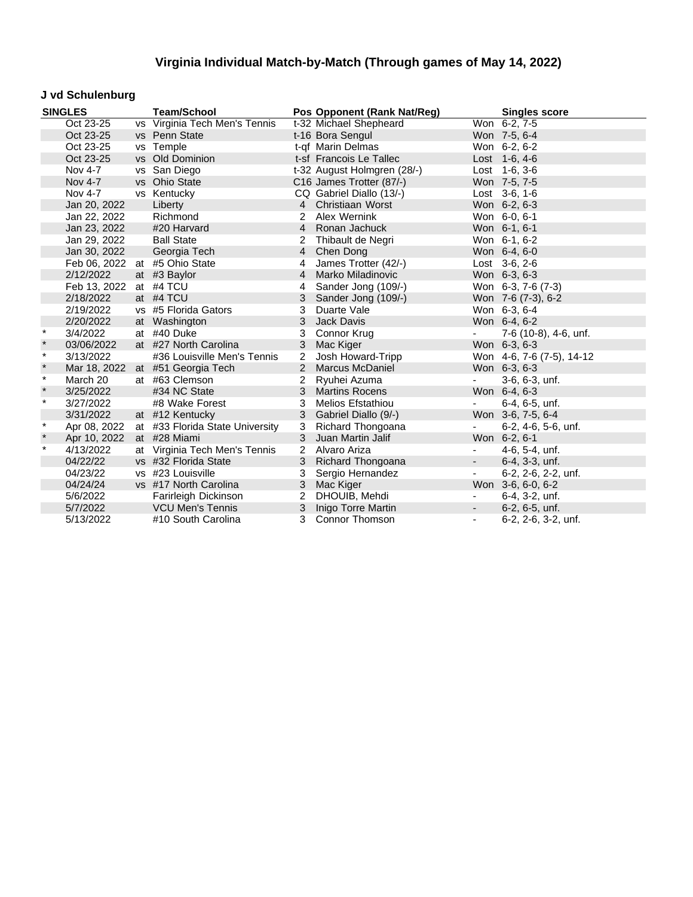## Virginia Individual Match-by-Match (Through games of May 14, 2022)

### J vd Schulenburg

| SINGLES | | | Team/School | Pos | Opponent (Rank Nat/Reg) | | Singles score |
|---|---|---|---|---|---|---|---|
| | Oct 23-25 | vs | Virginia Tech Men's Tennis | t-32 | Michael Shepheard | Won | 6-2, 7-5 |
| | Oct 23-25 | vs | Penn State | t-16 | Bora Sengul | Won | 7-5, 6-4 |
| | Oct 23-25 | vs | Temple | t-qf | Marin Delmas | Won | 6-2, 6-2 |
| | Oct 23-25 | vs | Old Dominion | t-sf | Francois Le Tallec | Lost | 1-6, 4-6 |
| | Nov 4-7 | vs | San Diego | t-32 | August Holmgren (28/-) | Lost | 1-6, 3-6 |
| | Nov 4-7 | vs | Ohio State | C16 | James Trotter (87/-) | Won | 7-5, 7-5 |
| | Nov 4-7 | vs | Kentucky | CQ | Gabriel Diallo (13/-) | Lost | 3-6, 1-6 |
| | Jan 20, 2022 | | Liberty | 4 | Christiaan Worst | Won | 6-2, 6-3 |
| | Jan 22, 2022 | | Richmond | 2 | Alex Wernink | Won | 6-0, 6-1 |
| | Jan 23, 2022 | | #20 Harvard | 4 | Ronan Jachuck | Won | 6-1, 6-1 |
| | Jan 29, 2022 | | Ball State | 2 | Thibault de Negri | Won | 6-1, 6-2 |
| | Jan 30, 2022 | | Georgia Tech | 4 | Chen Dong | Won | 6-4, 6-0 |
| | Feb 06, 2022 | at | #5 Ohio State | 4 | James Trotter (42/-) | Lost | 3-6, 2-6 |
| | 2/12/2022 | at | #3 Baylor | 4 | Marko Miladinovic | Won | 6-3, 6-3 |
| | Feb 13, 2022 | at | #4 TCU | 4 | Sander Jong (109/-) | Won | 6-3, 7-6 (7-3) |
| | 2/18/2022 | at | #4 TCU | 3 | Sander Jong (109/-) | Won | 7-6 (7-3), 6-2 |
| | 2/19/2022 | vs | #5 Florida Gators | 3 | Duarte Vale | Won | 6-3, 6-4 |
| | 2/20/2022 | at | Washington | 3 | Jack Davis | Won | 6-4, 6-2 |
| * | 3/4/2022 | at | #40 Duke | 3 | Connor Krug | - | 7-6 (10-8), 4-6, unf. |
| * | 03/06/2022 | at | #27 North Carolina | 3 | Mac Kiger | Won | 6-3, 6-3 |
| * | 3/13/2022 | | #36 Louisville Men's Tennis | 2 | Josh Howard-Tripp | Won | 4-6, 7-6 (7-5), 14-12 |
| * | Mar 18, 2022 | at | #51 Georgia Tech | 2 | Marcus McDaniel | Won | 6-3, 6-3 |
| * | March 20 | at | #63 Clemson | 2 | Ryuhei Azuma | - | 3-6, 6-3, unf. |
| * | 3/25/2022 | | #34 NC State | 3 | Martins Rocens | Won | 6-4, 6-3 |
| * | 3/27/2022 | | #8 Wake Forest | 3 | Melios Efstathiou | - | 6-4, 6-5, unf. |
| | 3/31/2022 | at | #12 Kentucky | 3 | Gabriel Diallo (9/-) | Won | 3-6, 7-5, 6-4 |
| * | Apr 08, 2022 | at | #33 Florida State University | 3 | Richard Thongoana | - | 6-2, 4-6, 5-6, unf. |
| * | Apr 10, 2022 | at | #28 Miami | 3 | Juan Martin Jalif | Won | 6-2, 6-1 |
| * | 4/13/2022 | at | Virginia Tech Men's Tennis | 2 | Alvaro Ariza | - | 4-6, 5-4, unf. |
| | 04/22/22 | vs | #32 Florida State | 3 | Richard Thongoana | - | 6-4, 3-3, unf. |
| | 04/23/22 | vs | #23 Louisville | 3 | Sergio Hernandez | - | 6-2, 2-6, 2-2, unf. |
| | 04/24/24 | vs | #17 North Carolina | 3 | Mac Kiger | Won | 3-6, 6-0, 6-2 |
| | 5/6/2022 | | Farirleigh Dickinson | 2 | DHOUIB, Mehdi | - | 6-4, 3-2, unf. |
| | 5/7/2022 | | VCU Men's Tennis | 3 | Inigo Torre Martin | - | 6-2, 6-5, unf. |
| | 5/13/2022 | | #10 South Carolina | 3 | Connor Thomson | - | 6-2, 2-6, 3-2, unf. |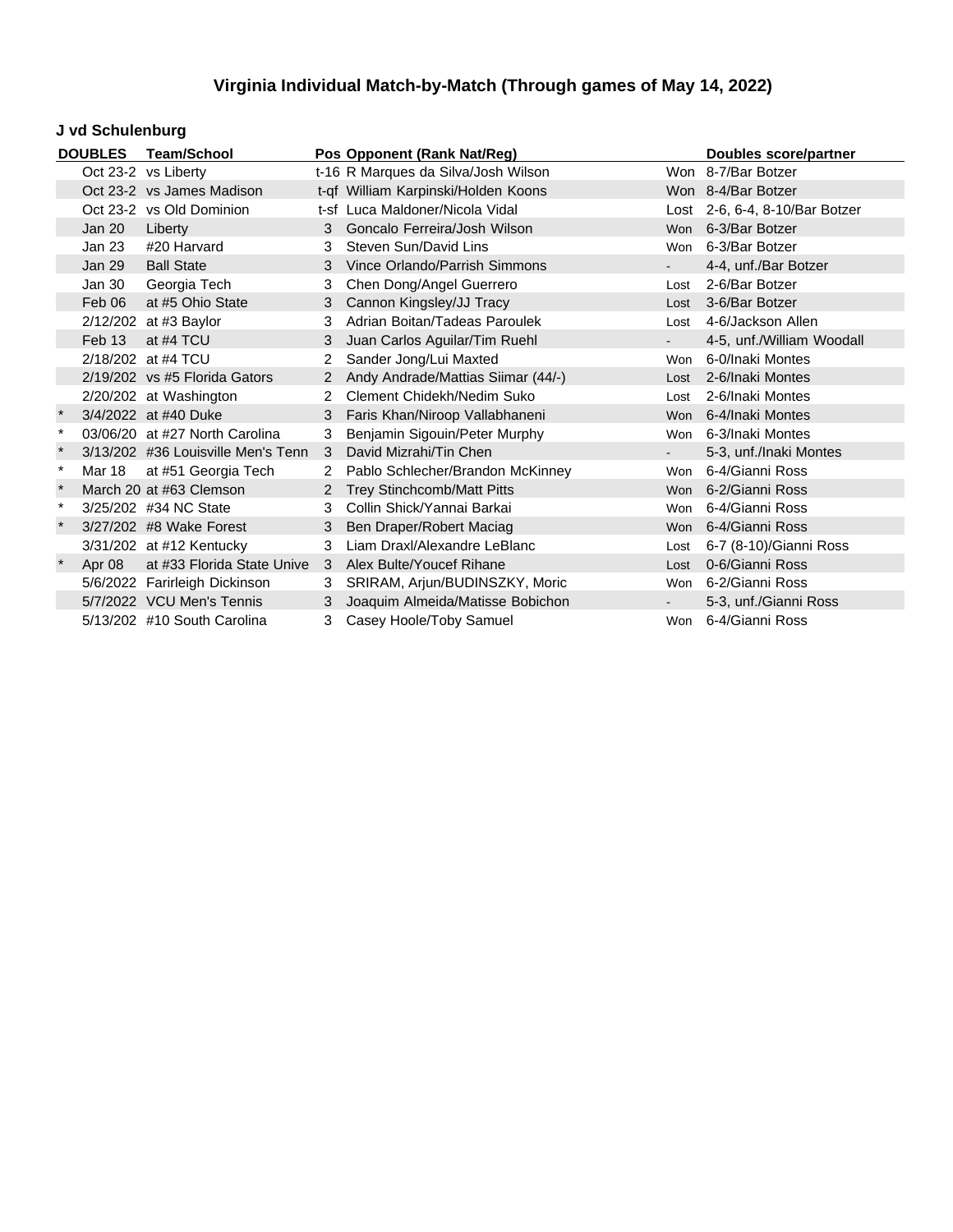# Virginia Individual Match-by-Match (Through games of May 14, 2022)

## J vd Schulenburg

| | DOUBLES | Team/School | Pos | Opponent (Rank Nat/Reg) | | Doubles score/partner |
|---|---|---|---|---|---|---|
| | Oct 23-2 | vs Liberty | t-16 | R Marques da Silva/Josh Wilson | Won | 8-7/Bar Botzer |
| | Oct 23-2 | vs James Madison | t-qf | William Karpinski/Holden Koons | Won | 8-4/Bar Botzer |
| | Oct 23-2 | vs Old Dominion | t-sf | Luca Maldoner/Nicola Vidal | Lost | 2-6, 6-4, 8-10/Bar Botzer |
| | Jan 20 | Liberty | 3 | Goncalo Ferreira/Josh Wilson | Won | 6-3/Bar Botzer |
| | Jan 23 | #20 Harvard | 3 | Steven Sun/David Lins | Won | 6-3/Bar Botzer |
| | Jan 29 | Ball State | 3 | Vince Orlando/Parrish Simmons | - | 4-4, unf./Bar Botzer |
| | Jan 30 | Georgia Tech | 3 | Chen Dong/Angel Guerrero | Lost | 2-6/Bar Botzer |
| | Feb 06 | at #5 Ohio State | 3 | Cannon Kingsley/JJ Tracy | Lost | 3-6/Bar Botzer |
| | 2/12/202 | at #3 Baylor | 3 | Adrian Boitan/Tadeas Paroulek | Lost | 4-6/Jackson Allen |
| | Feb 13 | at #4 TCU | 3 | Juan Carlos Aguilar/Tim Ruehl | - | 4-5, unf./William Woodall |
| | 2/18/202 | at #4 TCU | 2 | Sander Jong/Lui Maxted | Won | 6-0/Inaki Montes |
| | 2/19/202 | vs #5 Florida Gators | 2 | Andy Andrade/Mattias Siimar (44/-) | Lost | 2-6/Inaki Montes |
| | 2/20/202 | at Washington | 2 | Clement Chidekh/Nedim Suko | Lost | 2-6/Inaki Montes |
| * | 3/4/2022 | at #40 Duke | 3 | Faris Khan/Niroop Vallabhaneni | Won | 6-4/Inaki Montes |
| * | 03/06/20 | at #27 North Carolina | 3 | Benjamin Sigouin/Peter Murphy | Won | 6-3/Inaki Montes |
| * | 3/13/202 | #36 Louisville Men's Tenn | 3 | David Mizrahi/Tin Chen | - | 5-3, unf./Inaki Montes |
| * | Mar 18 | at #51 Georgia Tech | 2 | Pablo Schlecher/Brandon McKinney | Won | 6-4/Gianni Ross |
| * | March 20 | at #63 Clemson | 2 | Trey Stinchcomb/Matt Pitts | Won | 6-2/Gianni Ross |
| * | 3/25/202 | #34 NC State | 3 | Collin Shick/Yannai Barkai | Won | 6-4/Gianni Ross |
| * | 3/27/202 | #8 Wake Forest | 3 | Ben Draper/Robert Maciag | Won | 6-4/Gianni Ross |
| | 3/31/202 | at #12 Kentucky | 3 | Liam Draxl/Alexandre LeBlanc | Lost | 6-7 (8-10)/Gianni Ross |
| * | Apr 08 | at #33 Florida State Unive | 3 | Alex Bulte/Youcef Rihane | Lost | 0-6/Gianni Ross |
| | 5/6/2022 | Farirleigh Dickinson | 3 | SRIRAM, Arjun/BUDINSZKY, Moric | Won | 6-2/Gianni Ross |
| | 5/7/2022 | VCU Men's Tennis | 3 | Joaquim Almeida/Matisse Bobichon | - | 5-3, unf./Gianni Ross |
| | 5/13/202 | #10 South Carolina | 3 | Casey Hoole/Toby Samuel | Won | 6-4/Gianni Ross |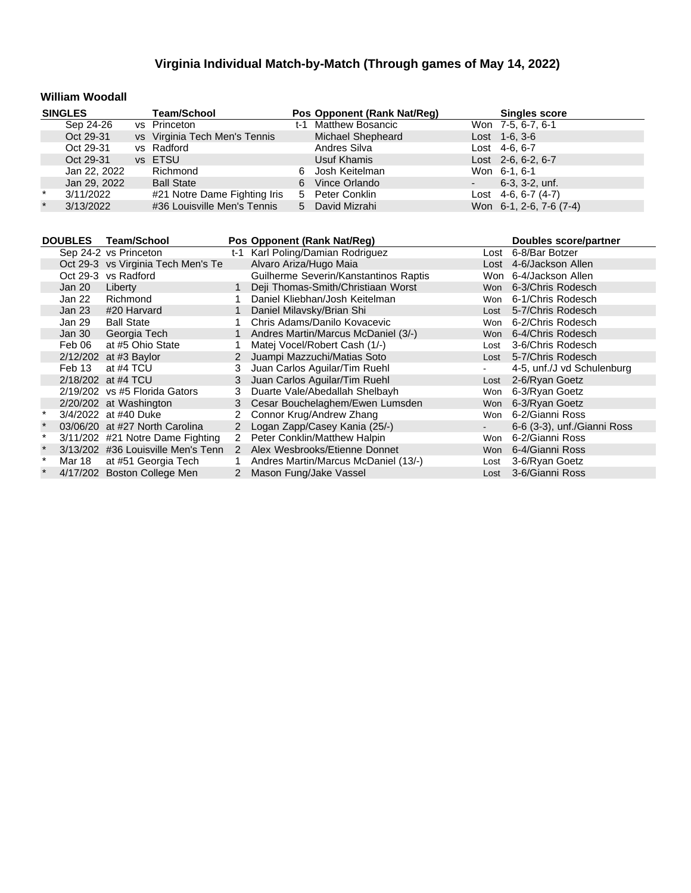# Virginia Individual Match-by-Match (Through games of May 14, 2022)

## William Woodall

| | SINGLES | | Team/School | Pos | Opponent (Rank Nat/Reg) | | Singles score |
|---|---|---|---|---|---|---|---|
| | Sep 24-26 | vs | Princeton | t-1 | Matthew Bosancic | Won | 7-5, 6-7, 6-1 |
| | Oct 29-31 | vs | Virginia Tech Men's Tennis | | Michael Shepheard | Lost | 1-6, 3-6 |
| | Oct 29-31 | vs | Radford | | Andres Silva | Lost | 4-6, 6-7 |
| | Oct 29-31 | vs | ETSU | | Usuf Khamis | Lost | 2-6, 6-2, 6-7 |
| | Jan 22, 2022 | | Richmond | 6 | Josh Keitelman | Won | 6-1, 6-1 |
| | Jan 29, 2022 | | Ball State | 6 | Vince Orlando | - | 6-3, 3-2, unf. |
| * | 3/11/2022 | | #21 Notre Dame Fighting Iris | 5 | Peter Conklin | Lost | 4-6, 6-7 (4-7) |
| * | 3/13/2022 | | #36 Louisville Men's Tennis | 5 | David Mizrahi | Won | 6-1, 2-6, 7-6 (7-4) |

| | DOUBLES | Team/School | Pos | Opponent (Rank Nat/Reg) | | Doubles score/partner |
|---|---|---|---|---|---|---|
| | Sep 24-2 | vs Princeton | t-1 | Karl Poling/Damian Rodriguez | Lost | 6-8/Bar Botzer |
| | Oct 29-3 | vs Virginia Tech Men's Te | | Alvaro Ariza/Hugo Maia | Lost | 4-6/Jackson Allen |
| | Oct 29-3 | vs Radford | | Guilherme Severin/Kanstantinos Raptis | Won | 6-4/Jackson Allen |
| | Jan 20 | Liberty | 1 | Deji Thomas-Smith/Christiaan Worst | Won | 6-3/Chris Rodesch |
| | Jan 22 | Richmond | 1 | Daniel Kliebhan/Josh Keitelman | Won | 6-1/Chris Rodesch |
| | Jan 23 | #20 Harvard | 1 | Daniel Milavsky/Brian Shi | Lost | 5-7/Chris Rodesch |
| | Jan 29 | Ball State | 1 | Chris Adams/Danilo Kovacevic | Won | 6-2/Chris Rodesch |
| | Jan 30 | Georgia Tech | 1 | Andres Martin/Marcus McDaniel (3/-) | Won | 6-4/Chris Rodesch |
| | Feb 06 | at #5 Ohio State | 1 | Matej Vocel/Robert Cash (1/-) | Lost | 3-6/Chris Rodesch |
| | 2/12/202 | at #3 Baylor | 2 | Juampi Mazzuchi/Matias Soto | Lost | 5-7/Chris Rodesch |
| | Feb 13 | at #4 TCU | 3 | Juan Carlos Aguilar/Tim Ruehl | - | 4-5, unf./J vd Schulenburg |
| | 2/18/202 | at #4 TCU | 3 | Juan Carlos Aguilar/Tim Ruehl | Lost | 2-6/Ryan Goetz |
| | 2/19/202 | vs #5 Florida Gators | 3 | Duarte Vale/Abedallah Shelbayh | Won | 6-3/Ryan Goetz |
| | 2/20/202 | at Washington | 3 | Cesar Bouchelaghem/Ewen Lumsden | Won | 6-3/Ryan Goetz |
| * | 3/4/2022 | at #40 Duke | 2 | Connor Krug/Andrew Zhang | Won | 6-2/Gianni Ross |
| * | 03/06/20 | at #27 North Carolina | 2 | Logan Zapp/Casey Kania (25/-) | - | 6-6 (3-3), unf./Gianni Ross |
| * | 3/11/202 | #21 Notre Dame Fighting | 2 | Peter Conklin/Matthew Halpin | Won | 6-2/Gianni Ross |
| * | 3/13/202 | #36 Louisville Men's Tenn | 2 | Alex Wesbrooks/Etienne Donnet | Won | 6-4/Gianni Ross |
| * | Mar 18 | at #51 Georgia Tech | 1 | Andres Martin/Marcus McDaniel (13/-) | Lost | 3-6/Ryan Goetz |
| * | 4/17/202 | Boston College Men | 2 | Mason Fung/Jake Vassel | Lost | 3-6/Gianni Ross |